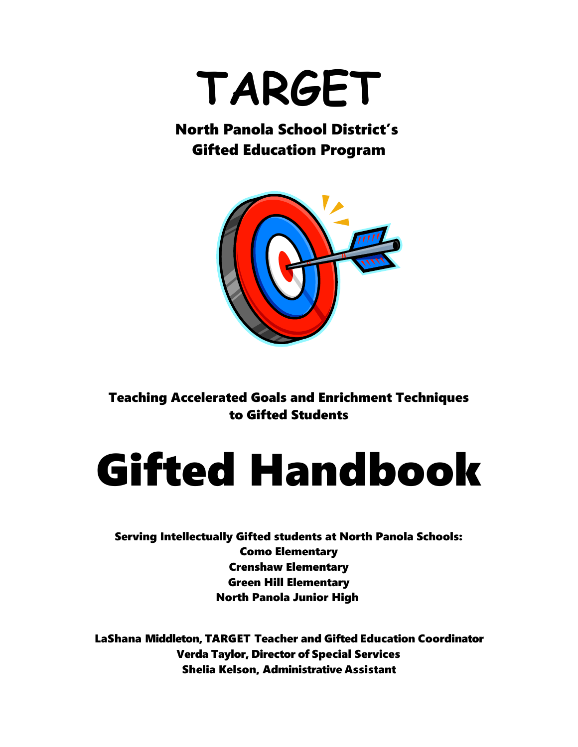# TARGET

## North Panola School District's Gifted Education Program

**Teaching Accelerated Goals and Enrichment Techniques to Gifted Students**

# Gifted Handbook

**Serving Intellectually Gifted students at North Panola Schools:**
**Como Elementary**
**Crenshaw Elementary**
**Green Hill Elementary**
**North Panola Junior High**

**LaShana Middleton, TARGET Teacher and Gifted Education Coordinator**
**Verda Taylor, Director of Special Services**
**Shelia Kelson, Administrative Assistant**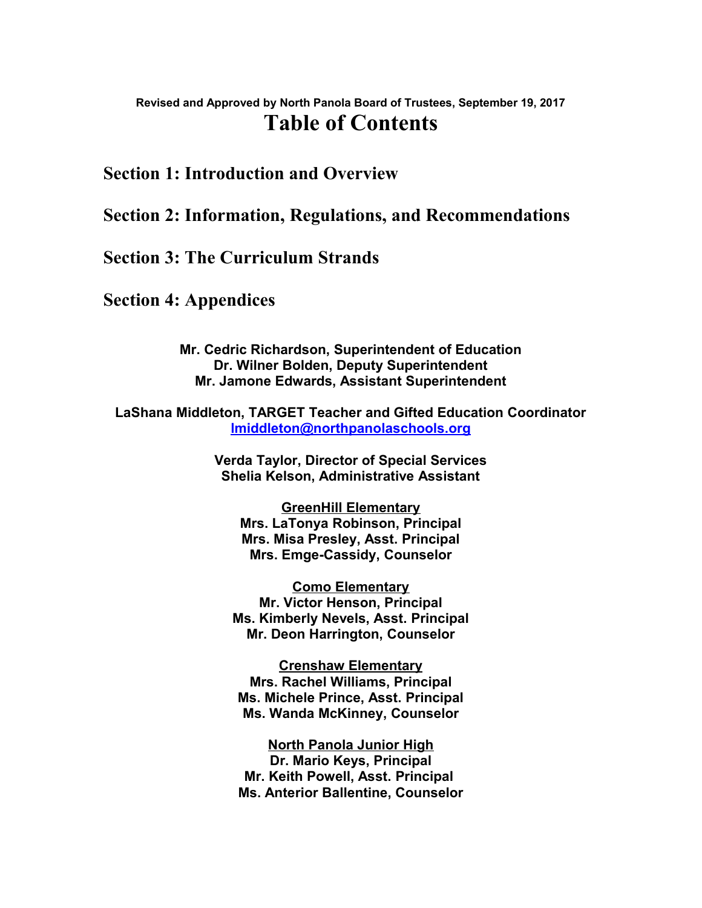**Revised and Approved by North Panola Board of Trustees, September 19, 2017**

# Table of Contents

## Section 1: Introduction and Overview

## Section 2: Information, Regulations, and Recommendations

## Section 3: The Curriculum Strands

## Section 4: Appendices

**Mr. Cedric Richardson, Superintendent of Education**
**Dr. Wilner Bolden, Deputy Superintendent**
**Mr. Jamone Edwards, Assistant Superintendent**

**LaShana Middleton, TARGET Teacher and Gifted Education Coordinator**
**lmiddleton@northpanolaschools.org**

**Verda Taylor, Director of Special Services**
**Shelia Kelson, Administrative Assistant**

**GreenHill Elementary**
**Mrs. LaTonya Robinson, Principal**
**Mrs. Misa Presley, Asst. Principal**
**Mrs. Emge-Cassidy, Counselor**

**Como Elementary**
**Mr. Victor Henson, Principal**
**Ms. Kimberly Nevels, Asst. Principal**
**Mr. Deon Harrington, Counselor**

**Crenshaw Elementary**
**Mrs. Rachel Williams, Principal**
**Ms. Michele Prince, Asst. Principal**
**Ms. Wanda McKinney, Counselor**

**North Panola Junior High**
**Dr. Mario Keys, Principal**
**Mr. Keith Powell, Asst. Principal**
**Ms. Anterior Ballentine, Counselor**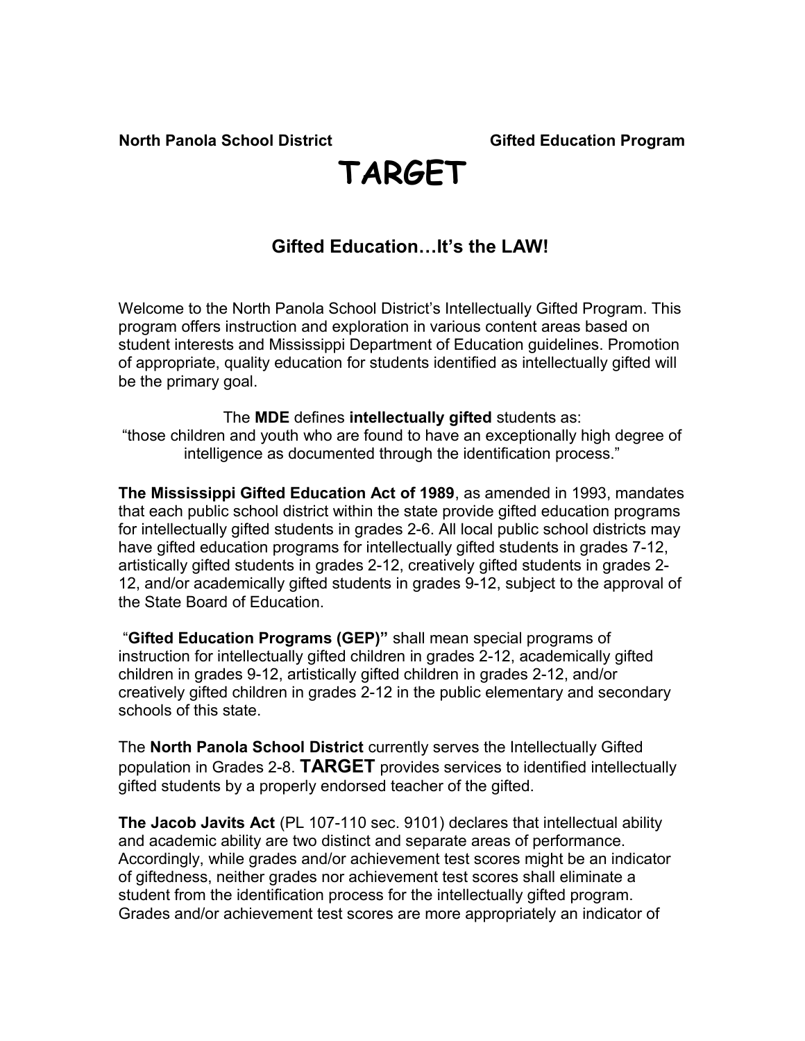**North Panola School District** **Gifted Education Program**

# TARGET

## Gifted Education…It's the LAW!

Welcome to the North Panola School District's Intellectually Gifted Program. This program offers instruction and exploration in various content areas based on student interests and Mississippi Department of Education guidelines. Promotion of appropriate, quality education for students identified as intellectually gifted will be the primary goal.

The **MDE** defines **intellectually gifted** students as:
"those children and youth who are found to have an exceptionally high degree of intelligence as documented through the identification process."

**The Mississippi Gifted Education Act of 1989**, as amended in 1993, mandates that each public school district within the state provide gifted education programs for intellectually gifted students in grades 2-6. All local public school districts may have gifted education programs for intellectually gifted students in grades 7-12, artistically gifted students in grades 2-12, creatively gifted students in grades 2-12, and/or academically gifted students in grades 9-12, subject to the approval of the State Board of Education.

"**Gifted Education Programs (GEP)"** shall mean special programs of instruction for intellectually gifted children in grades 2-12, academically gifted children in grades 9-12, artistically gifted children in grades 2-12, and/or creatively gifted children in grades 2-12 in the public elementary and secondary schools of this state.

The **North Panola School District** currently serves the Intellectually Gifted population in Grades 2-8. **TARGET** provides services to identified intellectually gifted students by a properly endorsed teacher of the gifted.

**The Jacob Javits Act** (PL 107-110 sec. 9101) declares that intellectual ability and academic ability are two distinct and separate areas of performance. Accordingly, while grades and/or achievement test scores might be an indicator of giftedness, neither grades nor achievement test scores shall eliminate a student from the identification process for the intellectually gifted program. Grades and/or achievement test scores are more appropriately an indicator of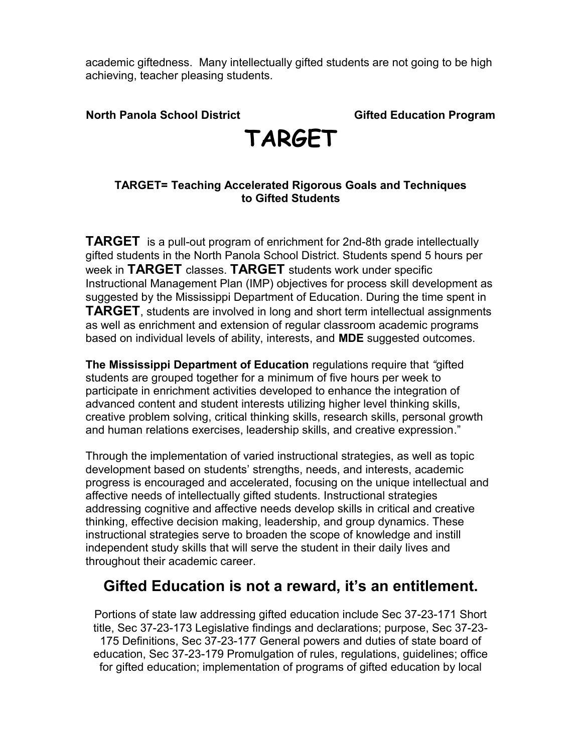academic giftedness. Many intellectually gifted students are not going to be high achieving, teacher pleasing students.

**North Panola School District** **Gifted Education Program**

# TARGET

**TARGET= Teaching Accelerated Rigorous Goals and Techniques to Gifted Students**

**TARGET** is a pull-out program of enrichment for 2nd-8th grade intellectually gifted students in the North Panola School District. Students spend 5 hours per week in **TARGET** classes. **TARGET** students work under specific Instructional Management Plan (IMP) objectives for process skill development as suggested by the Mississippi Department of Education. During the time spent in **TARGET**, students are involved in long and short term intellectual assignments as well as enrichment and extension of regular classroom academic programs based on individual levels of ability, interests, and **MDE** suggested outcomes.

**The Mississippi Department of Education** regulations require that *"*gifted students are grouped together for a minimum of five hours per week to participate in enrichment activities developed to enhance the integration of advanced content and student interests utilizing higher level thinking skills, creative problem solving, critical thinking skills, research skills, personal growth and human relations exercises, leadership skills, and creative expression."

Through the implementation of varied instructional strategies, as well as topic development based on students' strengths, needs, and interests, academic progress is encouraged and accelerated, focusing on the unique intellectual and affective needs of intellectually gifted students. Instructional strategies addressing cognitive and affective needs develop skills in critical and creative thinking, effective decision making, leadership, and group dynamics. These instructional strategies serve to broaden the scope of knowledge and instill independent study skills that will serve the student in their daily lives and throughout their academic career.

## Gifted Education is not a reward, it's an entitlement.

Portions of state law addressing gifted education include Sec 37-23-171 Short title, Sec 37-23-173 Legislative findings and declarations; purpose, Sec 37-23-175 Definitions, Sec 37-23-177 General powers and duties of state board of education, Sec 37-23-179 Promulgation of rules, regulations, guidelines; office for gifted education; implementation of programs of gifted education by local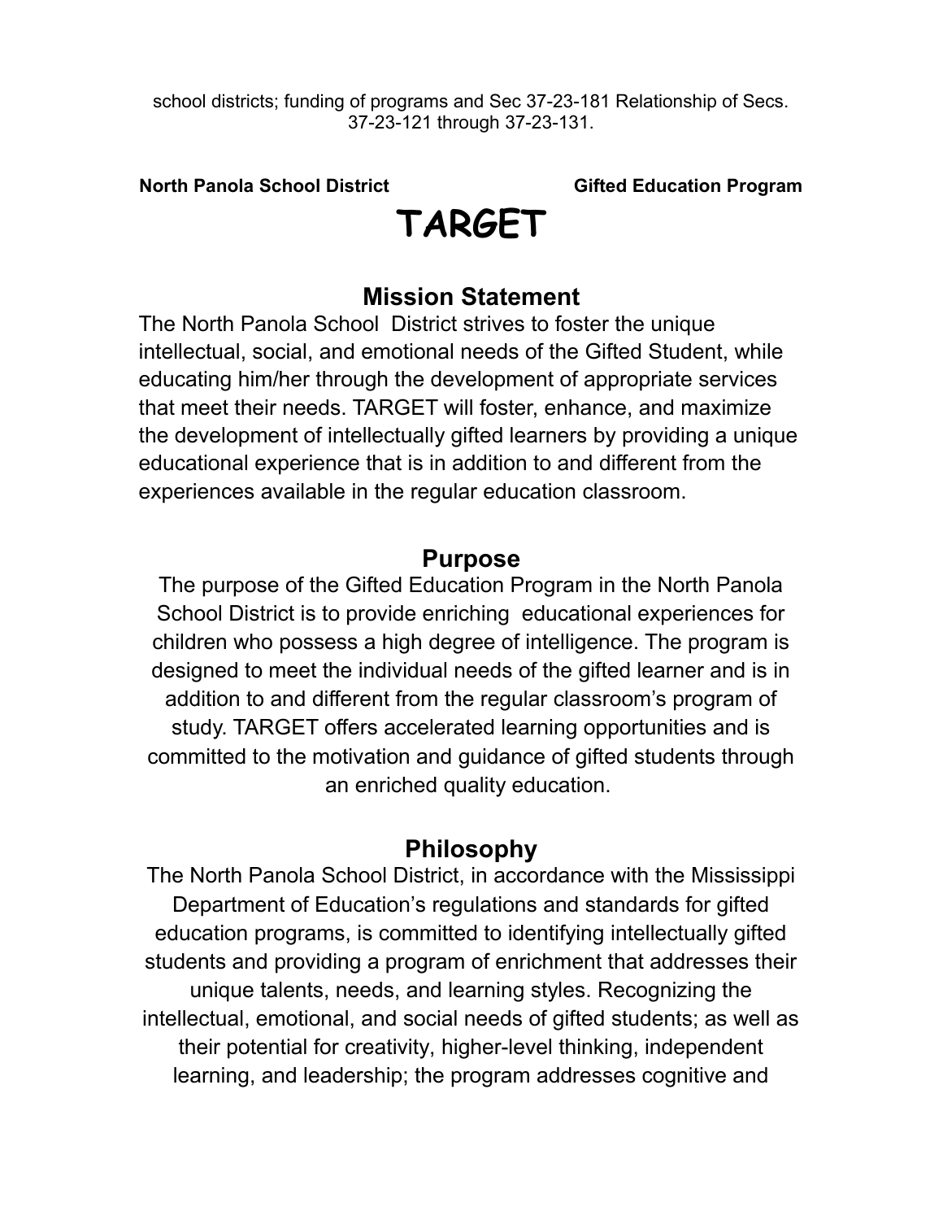school districts; funding of programs and Sec 37-23-181 Relationship of Secs. 37-23-121 through 37-23-131.

**North Panola School District** **Gifted Education Program**

# TARGET

## Mission Statement

The North Panola School District strives to foster the unique intellectual, social, and emotional needs of the Gifted Student, while educating him/her through the development of appropriate services that meet their needs. TARGET will foster, enhance, and maximize the development of intellectually gifted learners by providing a unique educational experience that is in addition to and different from the experiences available in the regular education classroom.

## Purpose

The purpose of the Gifted Education Program in the North Panola School District is to provide enriching educational experiences for children who possess a high degree of intelligence. The program is designed to meet the individual needs of the gifted learner and is in addition to and different from the regular classroom's program of study. TARGET offers accelerated learning opportunities and is committed to the motivation and guidance of gifted students through an enriched quality education.

## Philosophy

The North Panola School District, in accordance with the Mississippi Department of Education's regulations and standards for gifted education programs, is committed to identifying intellectually gifted students and providing a program of enrichment that addresses their unique talents, needs, and learning styles. Recognizing the intellectual, emotional, and social needs of gifted students; as well as their potential for creativity, higher-level thinking, independent learning, and leadership; the program addresses cognitive and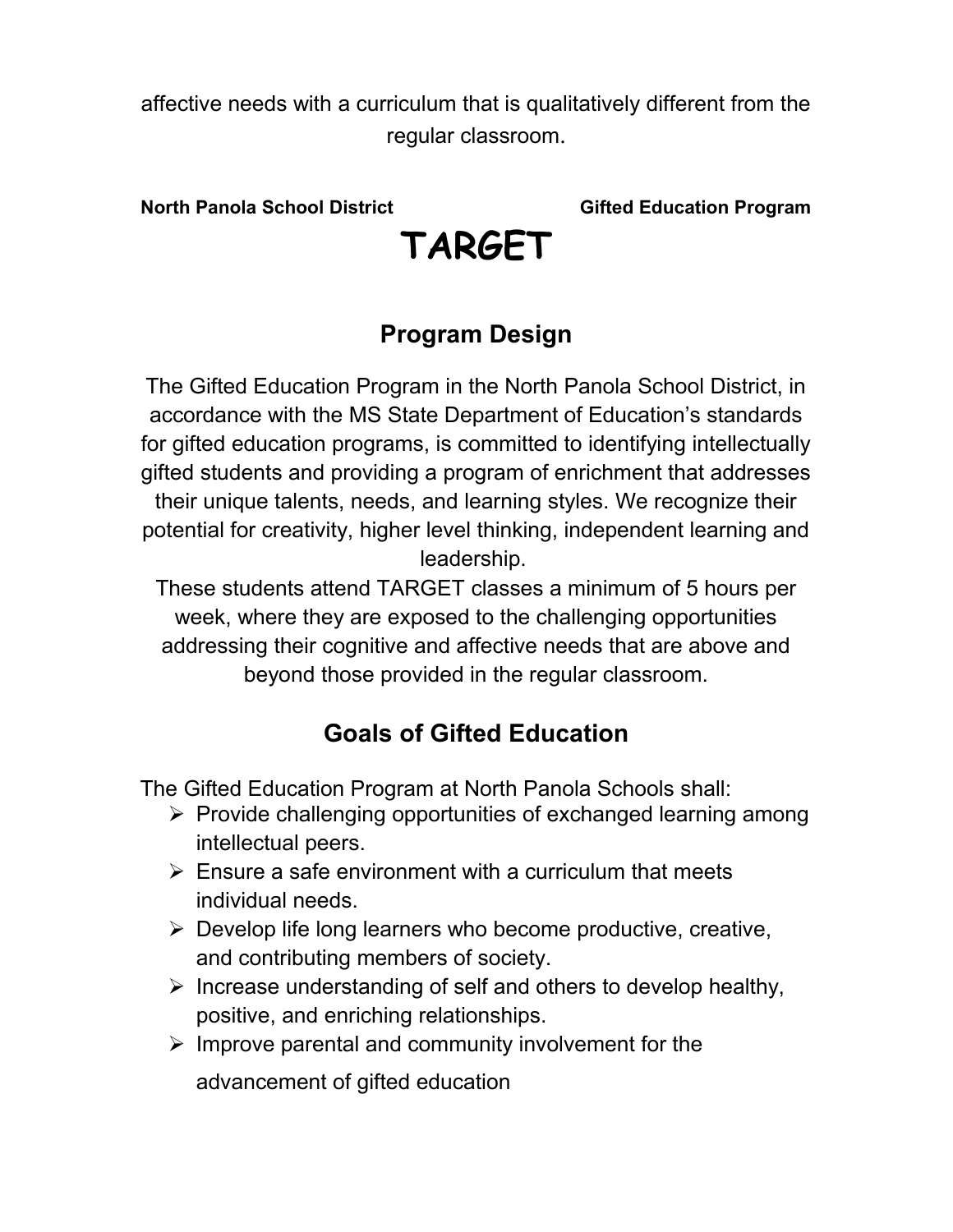affective needs with a curriculum that is qualitatively different from the regular classroom.

**North Panola School District** **Gifted Education Program**

# TARGET

## Program Design

The Gifted Education Program in the North Panola School District, in accordance with the MS State Department of Education's standards for gifted education programs, is committed to identifying intellectually gifted students and providing a program of enrichment that addresses their unique talents, needs, and learning styles. We recognize their potential for creativity, higher level thinking, independent learning and leadership.

These students attend TARGET classes a minimum of 5 hours per week, where they are exposed to the challenging opportunities addressing their cognitive and affective needs that are above and beyond those provided in the regular classroom.

## Goals of Gifted Education

The Gifted Education Program at North Panola Schools shall:

- Provide challenging opportunities of exchanged learning among intellectual peers.
- Ensure a safe environment with a curriculum that meets individual needs.
- Develop life long learners who become productive, creative, and contributing members of society.
- Increase understanding of self and others to develop healthy, positive, and enriching relationships.
- Improve parental and community involvement for the advancement of gifted education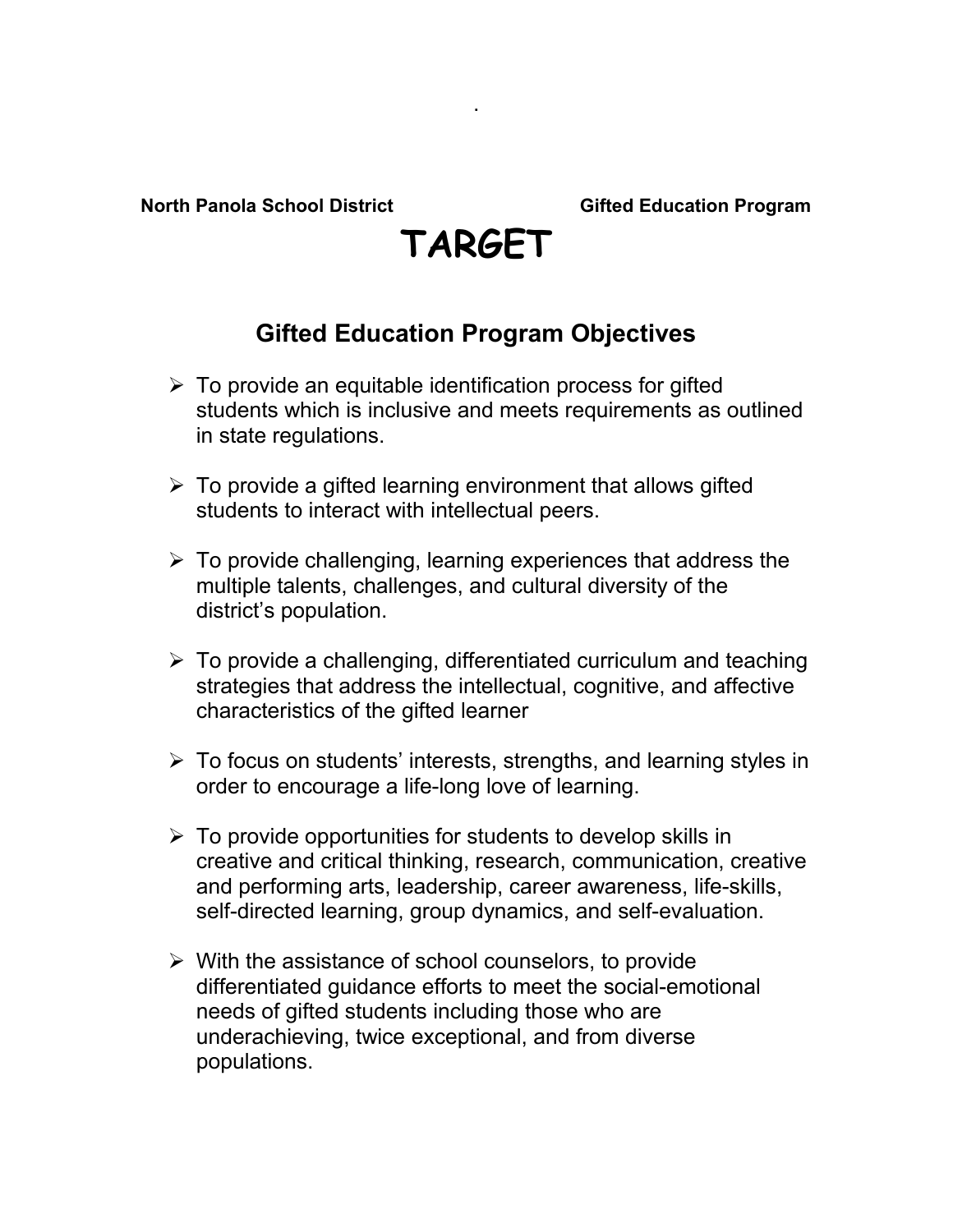North Panola School District                    Gifted Education Program

# TARGET

## Gifted Education Program Objectives

- To provide an equitable identification process for gifted students which is inclusive and meets requirements as outlined in state regulations.

- To provide a gifted learning environment that allows gifted students to interact with intellectual peers.

- To provide challenging, learning experiences that address the multiple talents, challenges, and cultural diversity of the district's population.

- To provide a challenging, differentiated curriculum and teaching strategies that address the intellectual, cognitive, and affective characteristics of the gifted learner

- To focus on students' interests, strengths, and learning styles in order to encourage a life-long love of learning.

- To provide opportunities for students to develop skills in creative and critical thinking, research, communication, creative and performing arts, leadership, career awareness, life-skills, self-directed learning, group dynamics, and self-evaluation.

- With the assistance of school counselors, to provide differentiated guidance efforts to meet the social-emotional needs of gifted students including those who are underachieving, twice exceptional, and from diverse populations.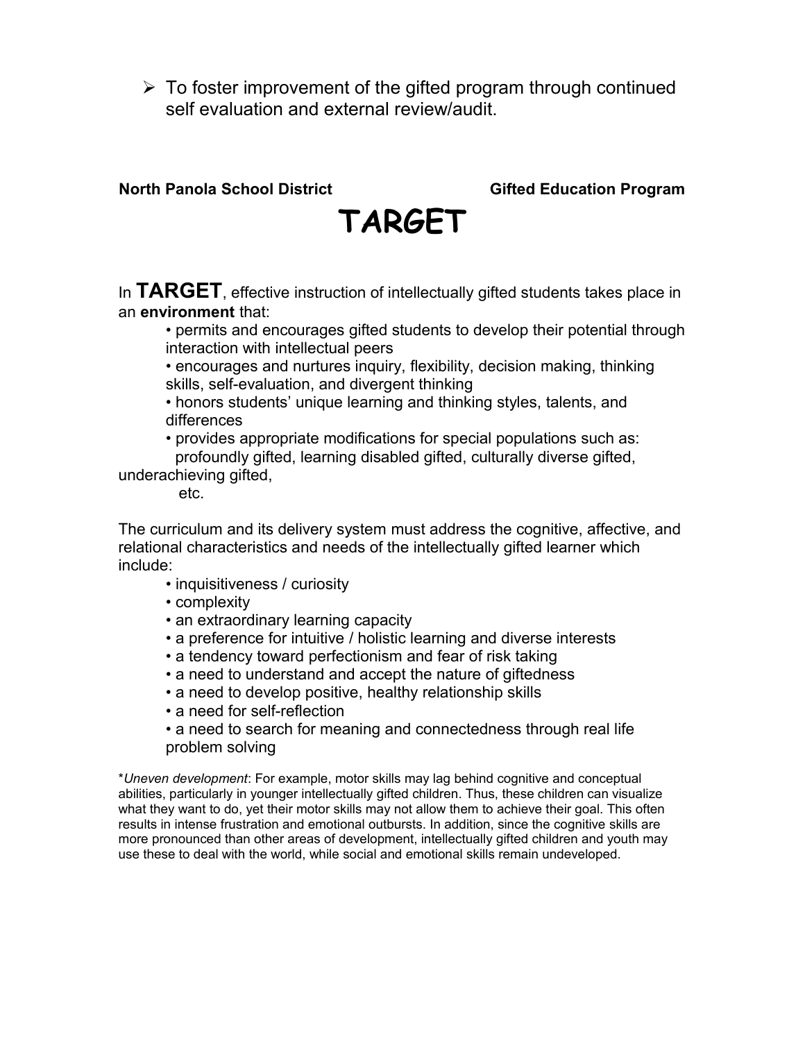- To foster improvement of the gifted program through continued self evaluation and external review/audit.

**North Panola School District** **Gifted Education Program**

# TARGET

In **TARGET**, effective instruction of intellectually gifted students takes place in an **environment** that:

- permits and encourages gifted students to develop their potential through interaction with intellectual peers
- encourages and nurtures inquiry, flexibility, decision making, thinking skills, self-evaluation, and divergent thinking
- honors students' unique learning and thinking styles, talents, and differences
- provides appropriate modifications for special populations such as: profoundly gifted, learning disabled gifted, culturally diverse gifted, underachieving gifted, etc.

The curriculum and its delivery system must address the cognitive, affective, and relational characteristics and needs of the intellectually gifted learner which include:

- inquisitiveness / curiosity
- complexity
- an extraordinary learning capacity
- a preference for intuitive / holistic learning and diverse interests
- a tendency toward perfectionism and fear of risk taking
- a need to understand and accept the nature of giftedness
- a need to develop positive, healthy relationship skills
- a need for self-reflection
- a need to search for meaning and connectedness through real life problem solving

*\*Uneven development*: For example, motor skills may lag behind cognitive and conceptual abilities, particularly in younger intellectually gifted children. Thus, these children can visualize what they want to do, yet their motor skills may not allow them to achieve their goal. This often results in intense frustration and emotional outbursts. In addition, since the cognitive skills are more pronounced than other areas of development, intellectually gifted children and youth may use these to deal with the world, while social and emotional skills remain undeveloped.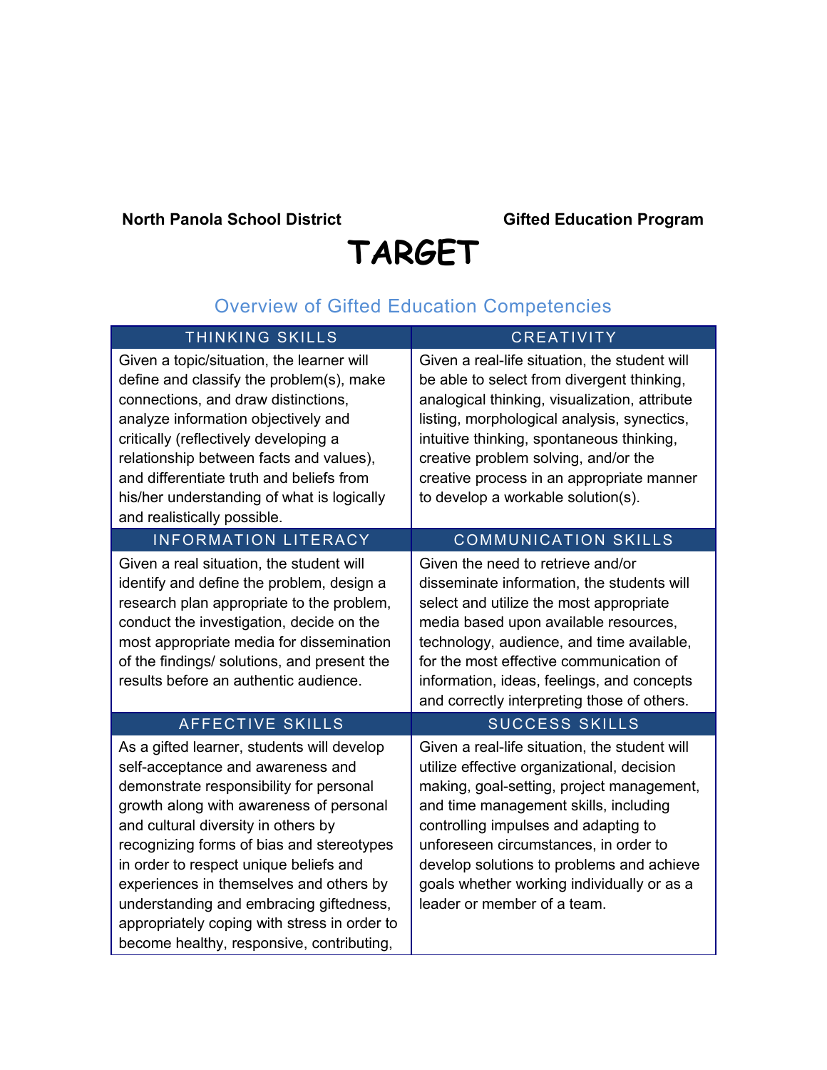**North Panola School District** **Gifted Education Program**

# TARGET

## Overview of Gifted Education Competencies

| THINKING SKILLS | CREATIVITY |
|---|---|
| Given a topic/situation, the learner will define and classify the problem(s), make connections, and draw distinctions, analyze information objectively and critically (reflectively developing a relationship between facts and values), and differentiate truth and beliefs from his/her understanding of what is logically and realistically possible. | Given a real-life situation, the student will be able to select from divergent thinking, analogical thinking, visualization, attribute listing, morphological analysis, synectics, intuitive thinking, spontaneous thinking, creative problem solving, and/or the creative process in an appropriate manner to develop a workable solution(s). |
| **INFORMATION LITERACY** | **COMMUNICATION SKILLS** |
| Given a real situation, the student will identify and define the problem, design a research plan appropriate to the problem, conduct the investigation, decide on the most appropriate media for dissemination of the findings/ solutions, and present the results before an authentic audience. | Given the need to retrieve and/or disseminate information, the students will select and utilize the most appropriate media based upon available resources, technology, audience, and time available, for the most effective communication of information, ideas, feelings, and concepts and correctly interpreting those of others. |
| **AFFECTIVE SKILLS** | **SUCCESS SKILLS** |
| As a gifted learner, students will develop self-acceptance and awareness and demonstrate responsibility for personal growth along with awareness of personal and cultural diversity in others by recognizing forms of bias and stereotypes in order to respect unique beliefs and experiences in themselves and others by understanding and embracing giftedness, appropriately coping with stress in order to become healthy, responsive, contributing, | Given a real-life situation, the student will utilize effective organizational, decision making, goal-setting, project management, and time management skills, including controlling impulses and adapting to unforeseen circumstances, in order to develop solutions to problems and achieve goals whether working individually or as a leader or member of a team. |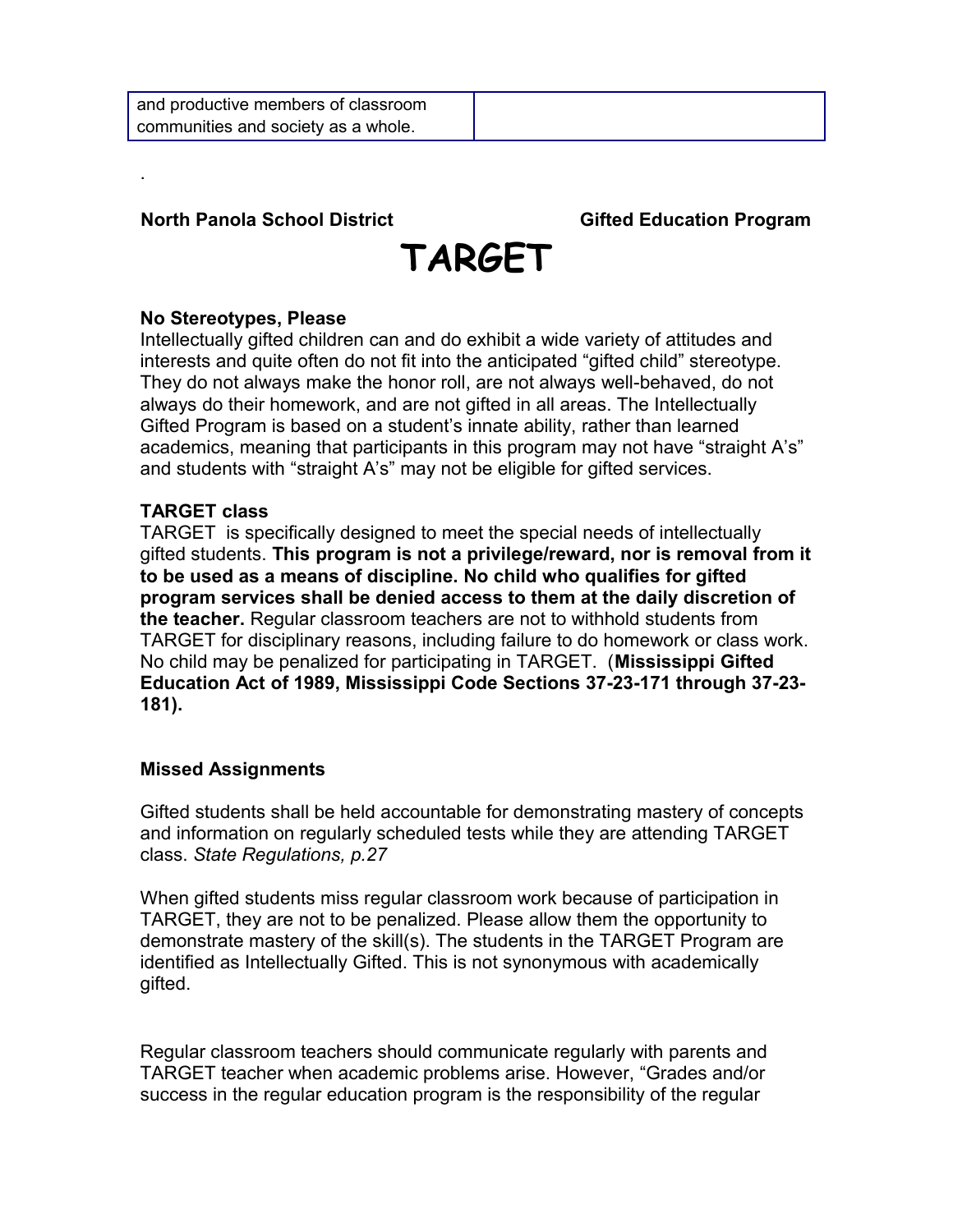| and productive members of classroom communities and society as a whole. | |
|---|---|

.

**North Panola School District** **Gifted Education Program**

# TARGET

### No Stereotypes, Please

Intellectually gifted children can and do exhibit a wide variety of attitudes and interests and quite often do not fit into the anticipated "gifted child" stereotype. They do not always make the honor roll, are not always well-behaved, do not always do their homework, and are not gifted in all areas. The Intellectually Gifted Program is based on a student's innate ability, rather than learned academics, meaning that participants in this program may not have "straight A's" and students with "straight A's" may not be eligible for gifted services.

### TARGET class

TARGET is specifically designed to meet the special needs of intellectually gifted students. **This program is not a privilege/reward, nor is removal from it to be used as a means of discipline. No child who qualifies for gifted program services shall be denied access to them at the daily discretion of the teacher.** Regular classroom teachers are not to withhold students from TARGET for disciplinary reasons, including failure to do homework or class work. No child may be penalized for participating in TARGET. (**Mississippi Gifted Education Act of 1989, Mississippi Code Sections 37-23-171 through 37-23-181).**

### Missed Assignments

Gifted students shall be held accountable for demonstrating mastery of concepts and information on regularly scheduled tests while they are attending TARGET class. *State Regulations, p.27*

When gifted students miss regular classroom work because of participation in TARGET, they are not to be penalized. Please allow them the opportunity to demonstrate mastery of the skill(s). The students in the TARGET Program are identified as Intellectually Gifted. This is not synonymous with academically gifted.

Regular classroom teachers should communicate regularly with parents and TARGET teacher when academic problems arise. However, "Grades and/or success in the regular education program is the responsibility of the regular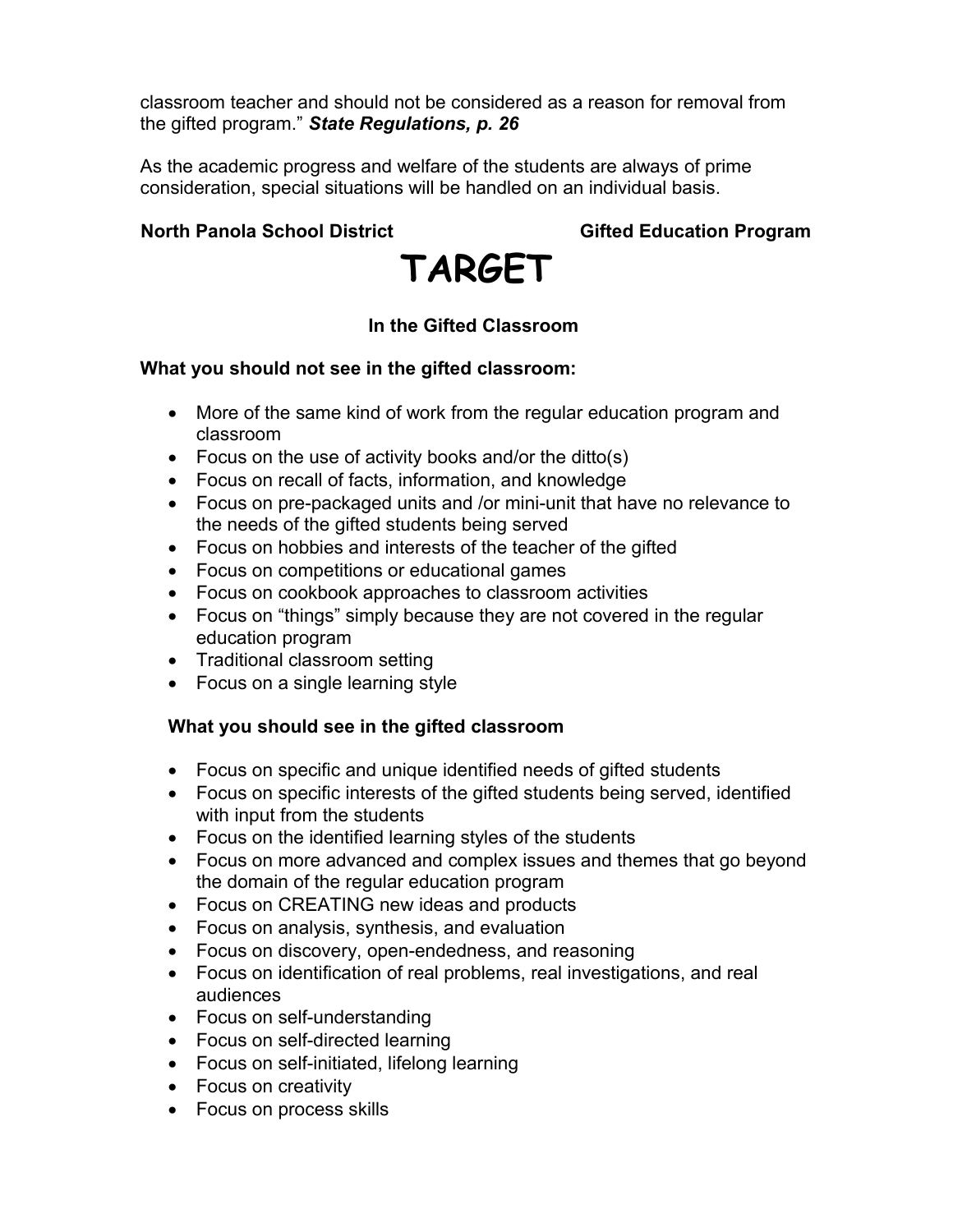classroom teacher and should not be considered as a reason for removal from the gifted program." ***State Regulations, p. 26***

As the academic progress and welfare of the students are always of prime consideration, special situations will be handled on an individual basis.

**North Panola School District** **Gifted Education Program**

# TARGET

### In the Gifted Classroom

**What you should not see in the gifted classroom:**

- More of the same kind of work from the regular education program and classroom
- Focus on the use of activity books and/or the ditto(s)
- Focus on recall of facts, information, and knowledge
- Focus on pre-packaged units and /or mini-unit that have no relevance to the needs of the gifted students being served
- Focus on hobbies and interests of the teacher of the gifted
- Focus on competitions or educational games
- Focus on cookbook approaches to classroom activities
- Focus on "things" simply because they are not covered in the regular education program
- Traditional classroom setting
- Focus on a single learning style

**What you should see in the gifted classroom**

- Focus on specific and unique identified needs of gifted students
- Focus on specific interests of the gifted students being served, identified with input from the students
- Focus on the identified learning styles of the students
- Focus on more advanced and complex issues and themes that go beyond the domain of the regular education program
- Focus on CREATING new ideas and products
- Focus on analysis, synthesis, and evaluation
- Focus on discovery, open-endedness, and reasoning
- Focus on identification of real problems, real investigations, and real audiences
- Focus on self-understanding
- Focus on self-directed learning
- Focus on self-initiated, lifelong learning
- Focus on creativity
- Focus on process skills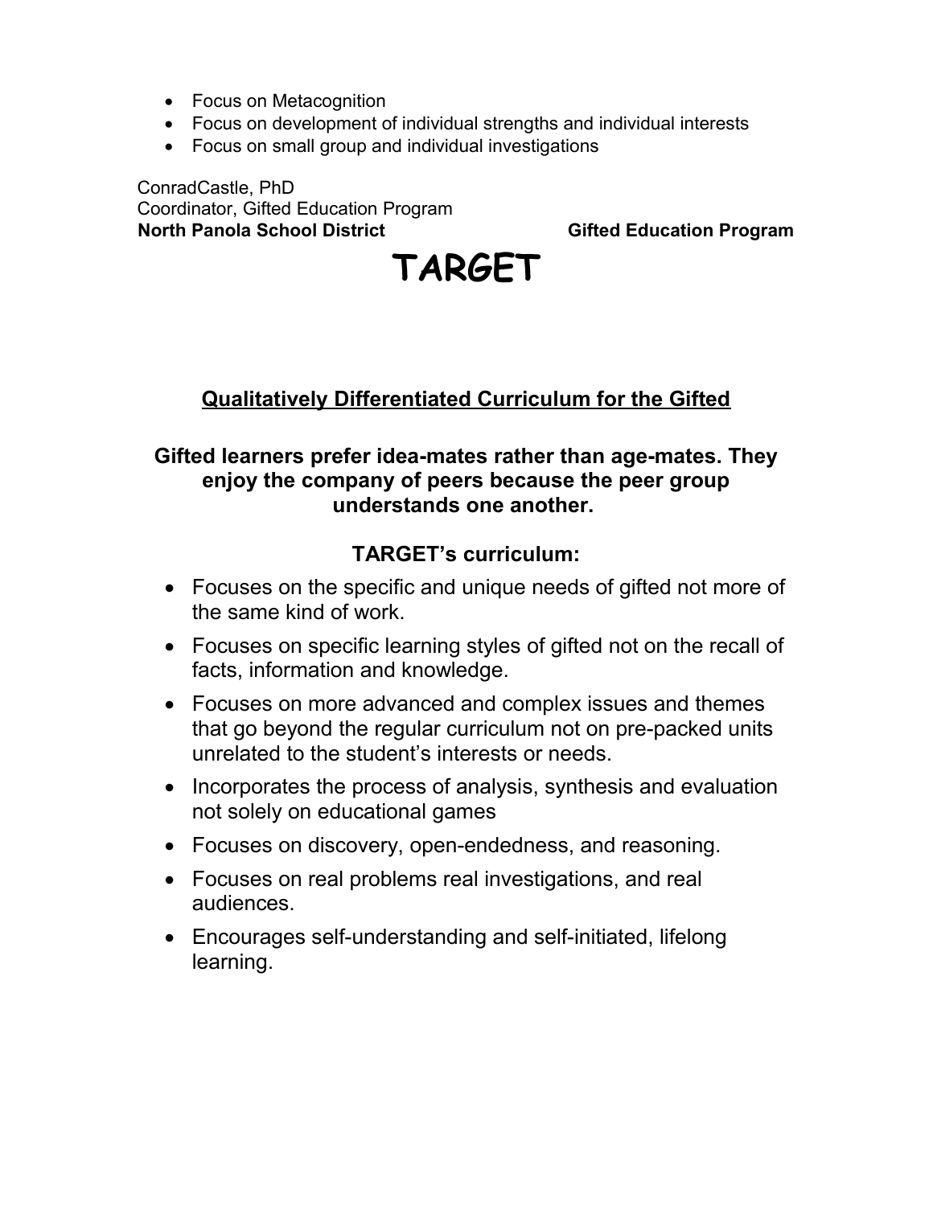- Focus on Metacognition
- Focus on development of individual strengths and individual interests
- Focus on small group and individual investigations

ConradCastle, PhD
Coordinator, Gifted Education Program
**North Panola School District** **Gifted Education Program**

# TARGET

## <u>Qualitatively Differentiated Curriculum for the Gifted</u>

**Gifted learners prefer idea-mates rather than age-mates. They enjoy the company of peers because the peer group understands one another.**

### TARGET's curriculum:

- Focuses on the specific and unique needs of gifted not more of the same kind of work.
- Focuses on specific learning styles of gifted not on the recall of facts, information and knowledge.
- Focuses on more advanced and complex issues and themes that go beyond the regular curriculum not on pre-packed units unrelated to the student's interests or needs.
- Incorporates the process of analysis, synthesis and evaluation not solely on educational games
- Focuses on discovery, open-endedness, and reasoning.
- Focuses on real problems real investigations, and real audiences.
- Encourages self-understanding and self-initiated, lifelong learning.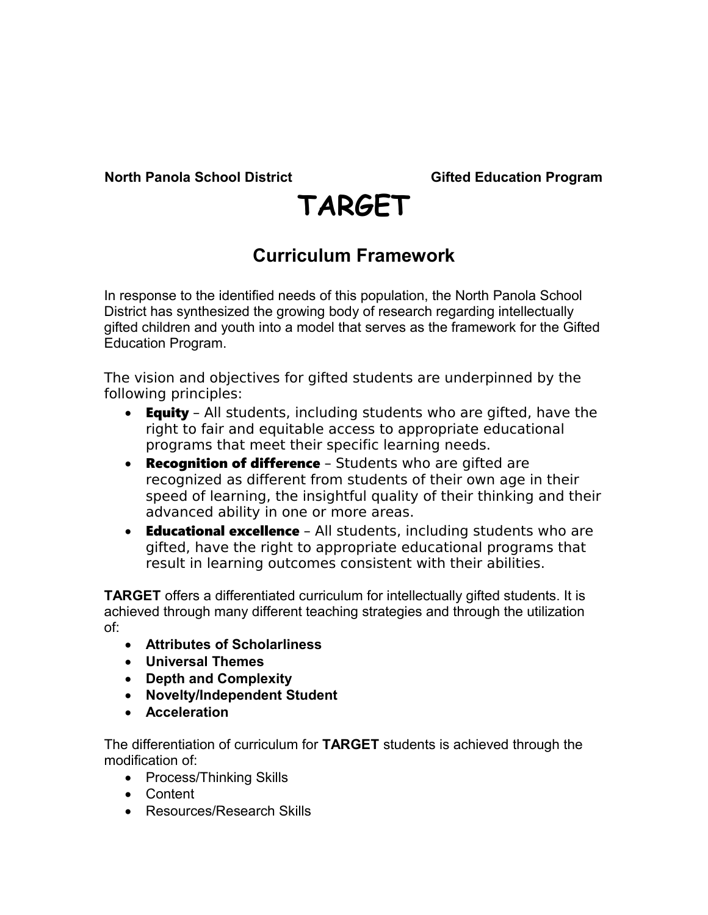**North Panola School District** **Gifted Education Program**

# TARGET

## Curriculum Framework

In response to the identified needs of this population, the North Panola School District has synthesized the growing body of research regarding intellectually gifted children and youth into a model that serves as the framework for the Gifted Education Program.

The vision and objectives for gifted students are underpinned by the following principles:

- **Equity** – All students, including students who are gifted, have the right to fair and equitable access to appropriate educational programs that meet their specific learning needs.
- **Recognition of difference** – Students who are gifted are recognized as different from students of their own age in their speed of learning, the insightful quality of their thinking and their advanced ability in one or more areas.
- **Educational excellence** – All students, including students who are gifted, have the right to appropriate educational programs that result in learning outcomes consistent with their abilities.

**TARGET** offers a differentiated curriculum for intellectually gifted students. It is achieved through many different teaching strategies and through the utilization of:

- **Attributes of Scholarliness**
- **Universal Themes**
- **Depth and Complexity**
- **Novelty/Independent Student**
- **Acceleration**

The differentiation of curriculum for **TARGET** students is achieved through the modification of:

- Process/Thinking Skills
- Content
- Resources/Research Skills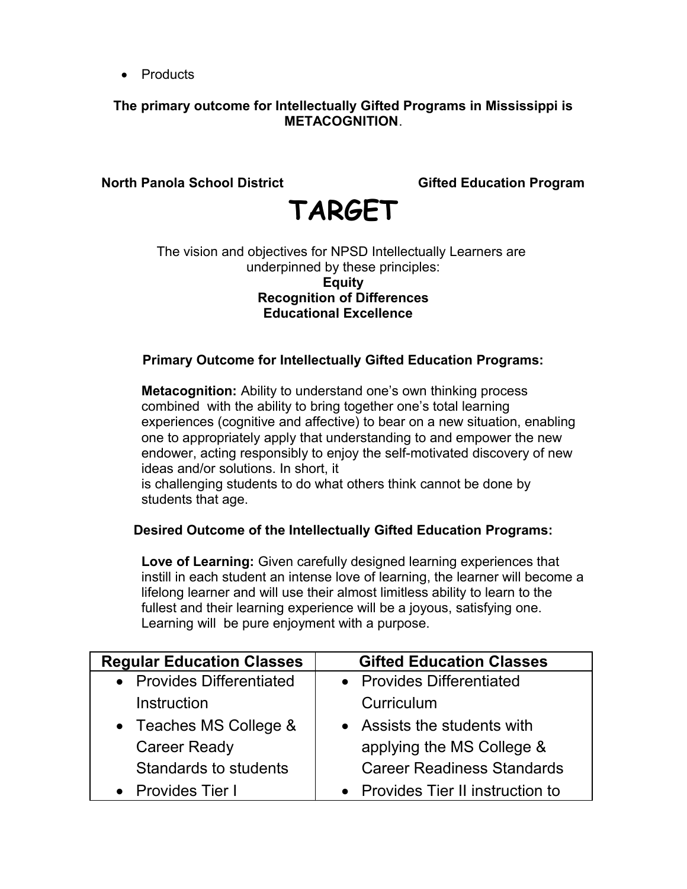- Products

**The primary outcome for Intellectually Gifted Programs in Mississippi is METACOGNITION.**

**North Panola School District** **Gifted Education Program**

# TARGET

The vision and objectives for NPSD Intellectually Learners are underpinned by these principles:

**Equity**
**Recognition of Differences**
**Educational Excellence**

**Primary Outcome for Intellectually Gifted Education Programs:**

**Metacognition:** Ability to understand one's own thinking process combined with the ability to bring together one's total learning experiences (cognitive and affective) to bear on a new situation, enabling one to appropriately apply that understanding to and empower the new endower, acting responsibly to enjoy the self-motivated discovery of new ideas and/or solutions. In short, it
is challenging students to do what others think cannot be done by students that age.

**Desired Outcome of the Intellectually Gifted Education Programs:**

**Love of Learning:** Given carefully designed learning experiences that instill in each student an intense love of learning, the learner will become a lifelong learner and will use their almost limitless ability to learn to the fullest and their learning experience will be a joyous, satisfying one. Learning will be pure enjoyment with a purpose.

| Regular Education Classes | Gifted Education Classes |
|---|---|
| • Provides Differentiated Instruction<br>• Teaches MS College & Career Ready Standards to students<br>• Provides Tier I | • Provides Differentiated Curriculum<br>• Assists the students with applying the MS College & Career Readiness Standards<br>• Provides Tier II instruction to |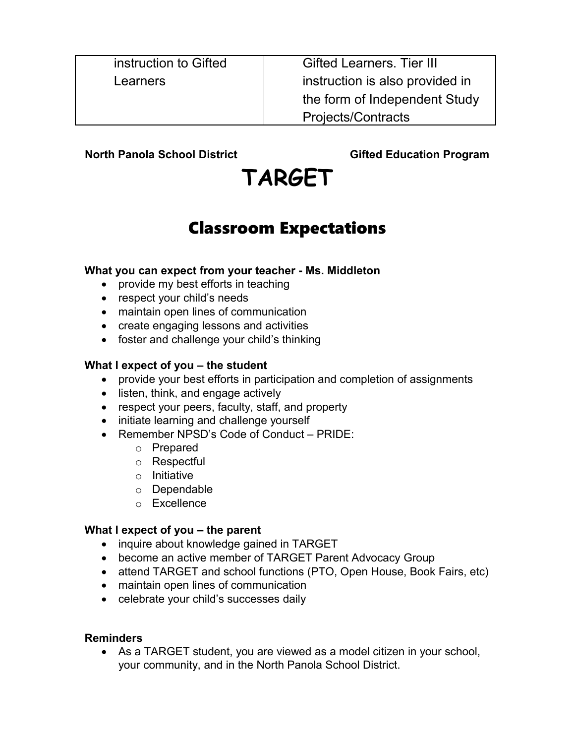| instruction to Gifted Learners | Gifted Learners. Tier III instruction is also provided in the form of Independent Study Projects/Contracts |
|---|---|

**North Panola School District** **Gifted Education Program**

# TARGET

## Classroom Expectations

**What you can expect from your teacher - Ms. Middleton**

- provide my best efforts in teaching
- respect your child's needs
- maintain open lines of communication
- create engaging lessons and activities
- foster and challenge your child's thinking

**What I expect of you – the student**

- provide your best efforts in participation and completion of assignments
- listen, think, and engage actively
- respect your peers, faculty, staff, and property
- initiate learning and challenge yourself
- Remember NPSD's Code of Conduct – PRIDE:
  - Prepared
  - Respectful
  - Initiative
  - Dependable
  - Excellence

**What I expect of you – the parent**

- inquire about knowledge gained in TARGET
- become an active member of TARGET Parent Advocacy Group
- attend TARGET and school functions (PTO, Open House, Book Fairs, etc)
- maintain open lines of communication
- celebrate your child's successes daily

**Reminders**

- As a TARGET student, you are viewed as a model citizen in your school, your community, and in the North Panola School District.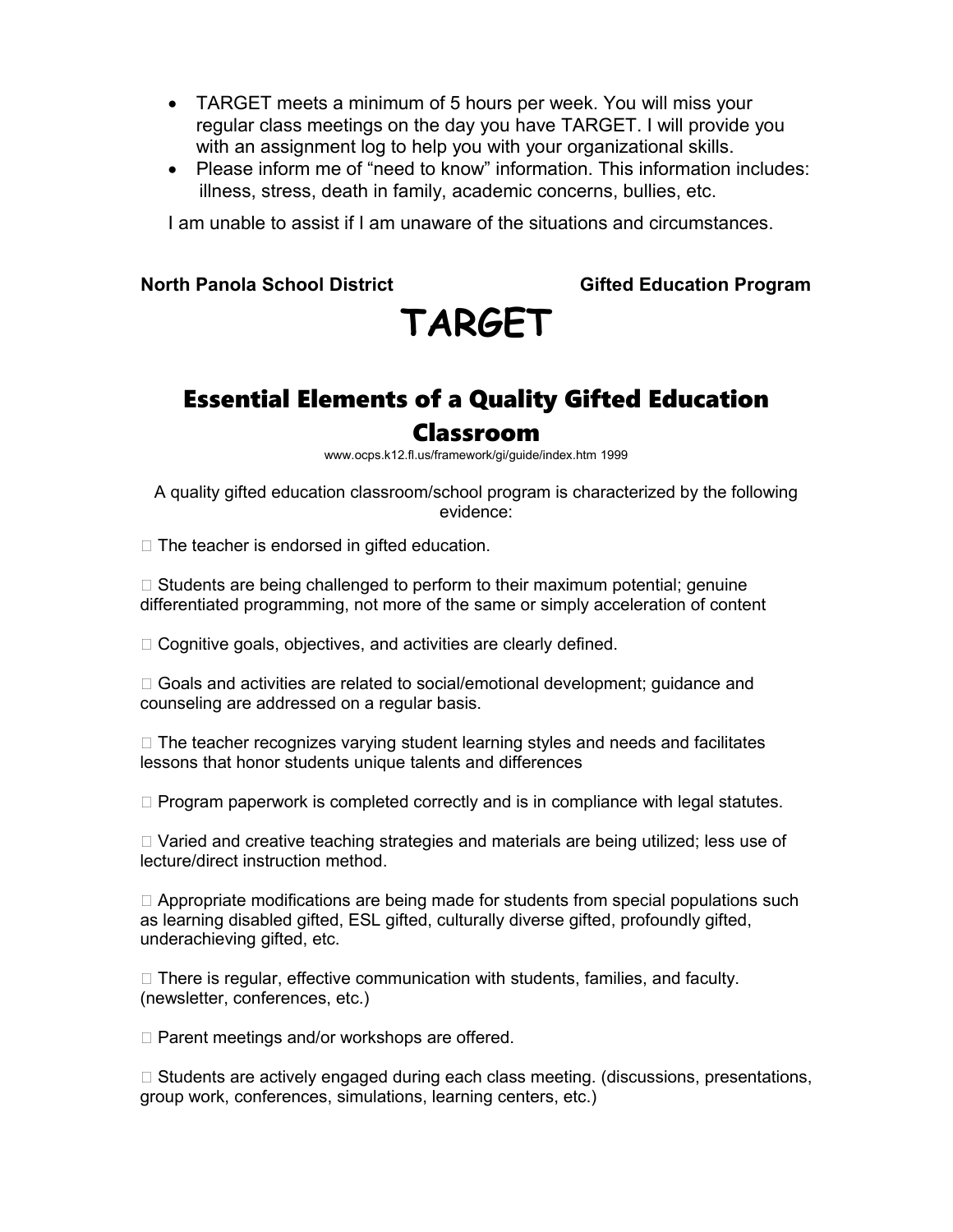- TARGET meets a minimum of 5 hours per week. You will miss your regular class meetings on the day you have TARGET. I will provide you with an assignment log to help you with your organizational skills.
- Please inform me of "need to know" information. This information includes: illness, stress, death in family, academic concerns, bullies, etc.

I am unable to assist if I am unaware of the situations and circumstances.

**North Panola School District** **Gifted Education Program**

# TARGET

## Essential Elements of a Quality Gifted Education Classroom

www.ocps.k12.fl.us/framework/gi/guide/index.htm 1999

A quality gifted education classroom/school program is characterized by the following evidence:

- The teacher is endorsed in gifted education.
- Students are being challenged to perform to their maximum potential; genuine differentiated programming, not more of the same or simply acceleration of content
- Cognitive goals, objectives, and activities are clearly defined.
- Goals and activities are related to social/emotional development; guidance and counseling are addressed on a regular basis.
- The teacher recognizes varying student learning styles and needs and facilitates lessons that honor students unique talents and differences
- Program paperwork is completed correctly and is in compliance with legal statutes.
- Varied and creative teaching strategies and materials are being utilized; less use of lecture/direct instruction method.
- Appropriate modifications are being made for students from special populations such as learning disabled gifted, ESL gifted, culturally diverse gifted, profoundly gifted, underachieving gifted, etc.
- There is regular, effective communication with students, families, and faculty. (newsletter, conferences, etc.)
- Parent meetings and/or workshops are offered.
- Students are actively engaged during each class meeting. (discussions, presentations, group work, conferences, simulations, learning centers, etc.)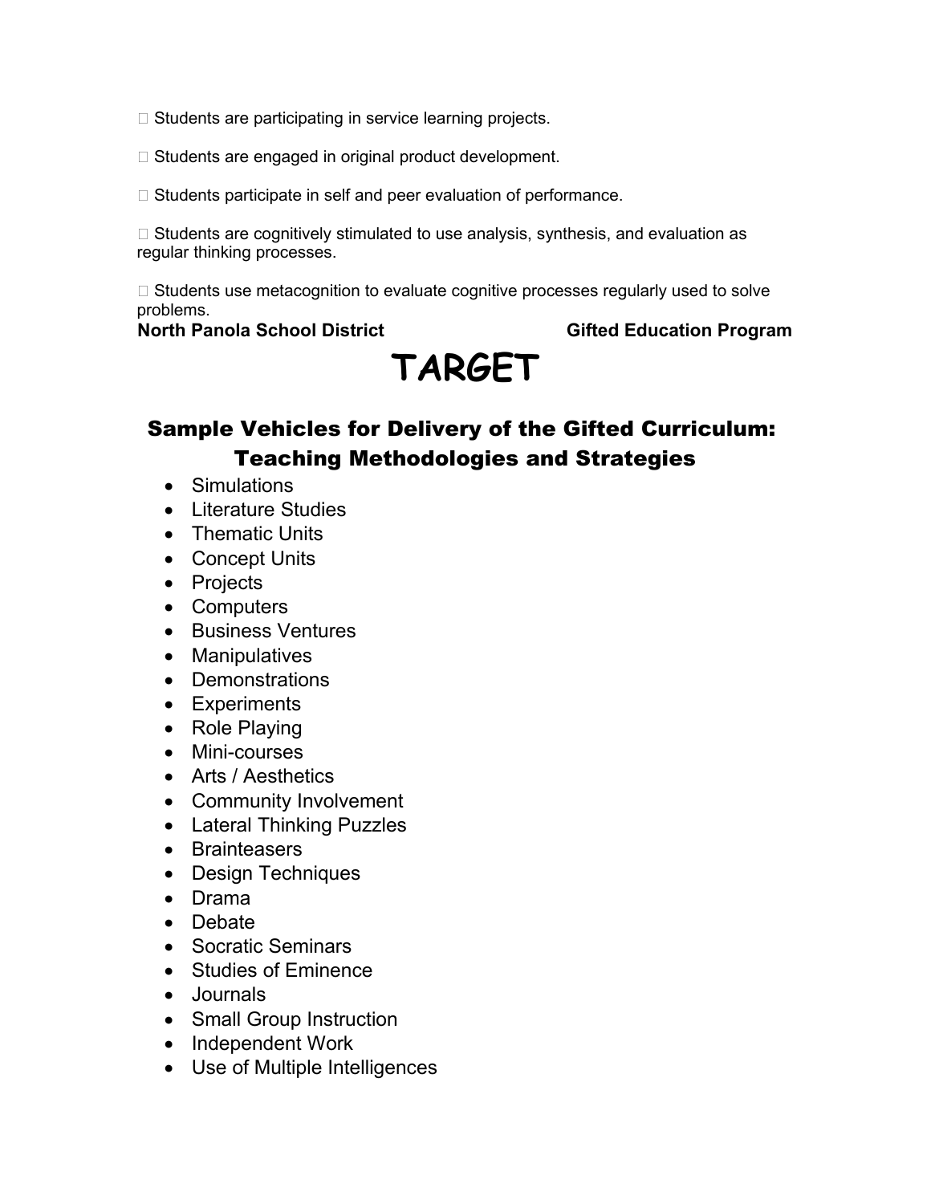- Students are participating in service learning projects.

- Students are engaged in original product development.

- Students participate in self and peer evaluation of performance.

- Students are cognitively stimulated to use analysis, synthesis, and evaluation as regular thinking processes.

- Students use metacognition to evaluate cognitive processes regularly used to solve problems.

**North Panola School District** **Gifted Education Program**

# TARGET

## Sample Vehicles for Delivery of the Gifted Curriculum: Teaching Methodologies and Strategies

- Simulations
- Literature Studies
- Thematic Units
- Concept Units
- Projects
- Computers
- Business Ventures
- Manipulatives
- Demonstrations
- Experiments
- Role Playing
- Mini-courses
- Arts / Aesthetics
- Community Involvement
- Lateral Thinking Puzzles
- Brainteasers
- Design Techniques
- Drama
- Debate
- Socratic Seminars
- Studies of Eminence
- Journals
- Small Group Instruction
- Independent Work
- Use of Multiple Intelligences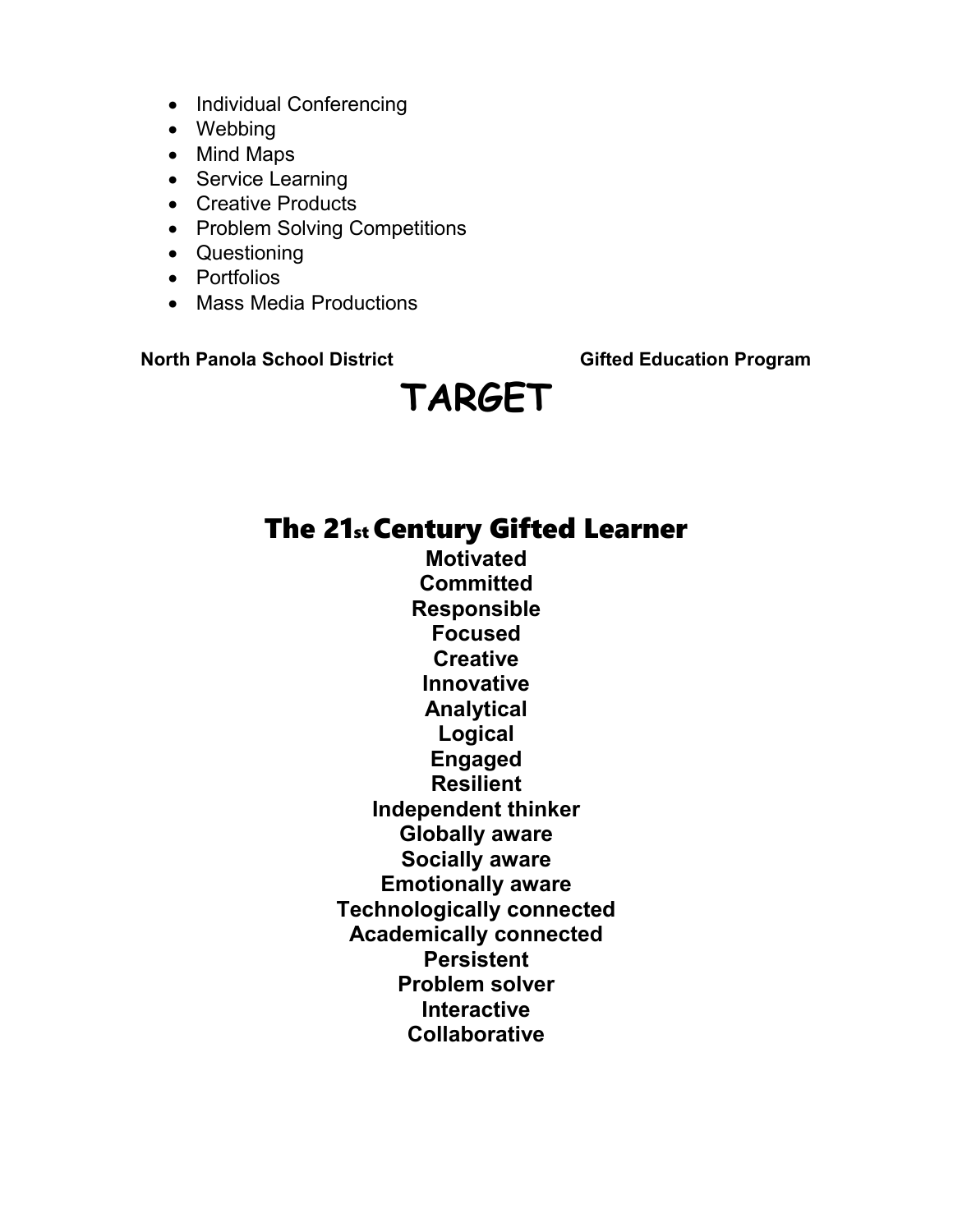- Individual Conferencing
- Webbing
- Mind Maps
- Service Learning
- Creative Products
- Problem Solving Competitions
- Questioning
- Portfolios
- Mass Media Productions

**North Panola School District** **Gifted Education Program**

# TARGET

## The 21st Century Gifted Learner

**Motivated**
**Committed**
**Responsible**
**Focused**
**Creative**
**Innovative**
**Analytical**
**Logical**
**Engaged**
**Resilient**
**Independent thinker**
**Globally aware**
**Socially aware**
**Emotionally aware**
**Technologically connected**
**Academically connected**
**Persistent**
**Problem solver**
**Interactive**
**Collaborative**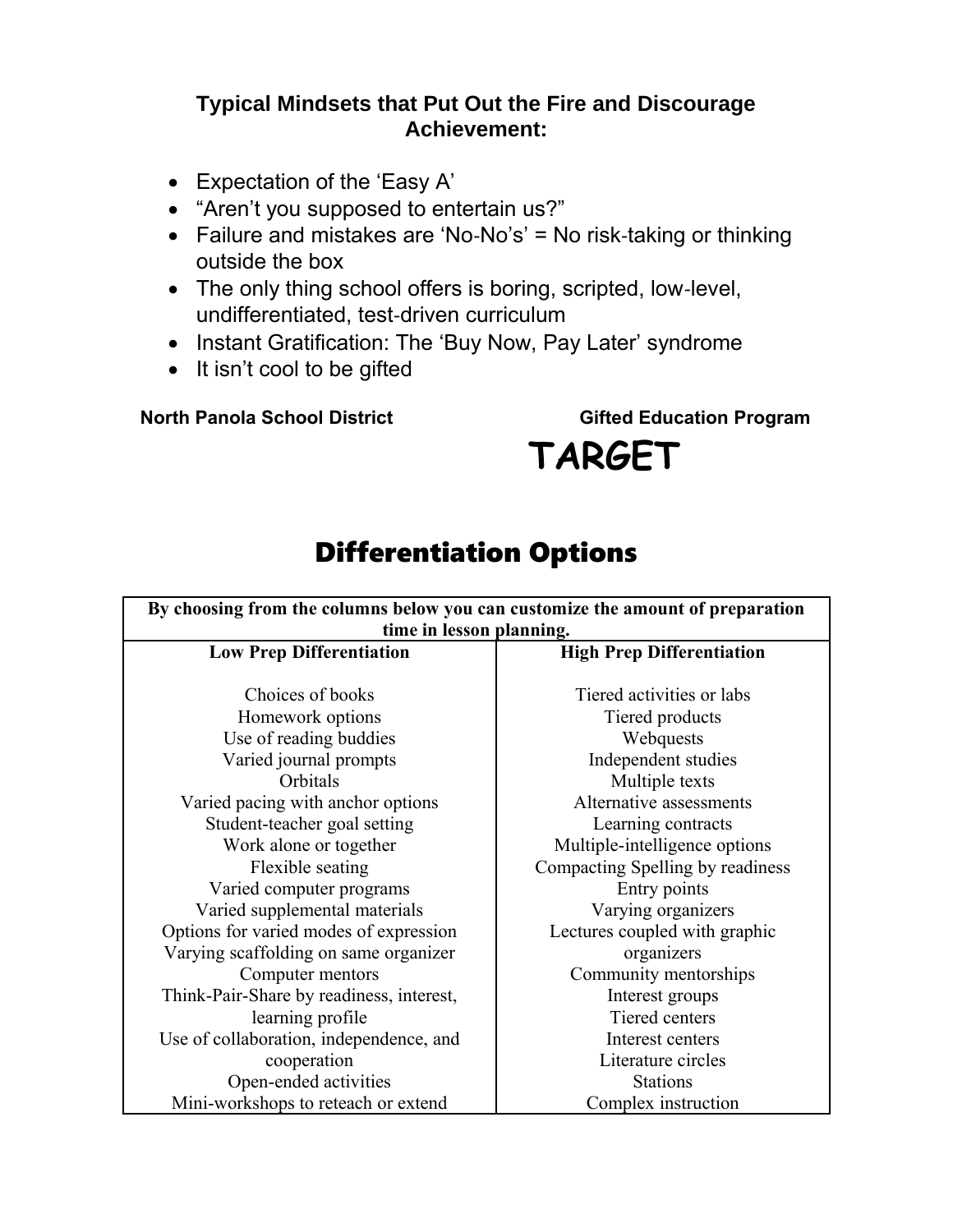### Typical Mindsets that Put Out the Fire and Discourage Achievement:

- Expectation of the 'Easy A'
- "Aren't you supposed to entertain us?"
- Failure and mistakes are 'No-No's' = No risk-taking or thinking outside the box
- The only thing school offers is boring, scripted, low-level, undifferentiated, test-driven curriculum
- Instant Gratification: The 'Buy Now, Pay Later' syndrome
- It isn't cool to be gifted

**North Panola School District** **Gifted Education Program**

# TARGET

## Differentiation Options

| By choosing from the columns below you can customize the amount of preparation time in lesson planning. | |
|---|---|
| **Low Prep Differentiation** | **High Prep Differentiation** |
| Choices of books | Tiered activities or labs |
| Homework options | Tiered products |
| Use of reading buddies | Webquests |
| Varied journal prompts | Independent studies |
| Orbitals | Multiple texts |
| Varied pacing with anchor options | Alternative assessments |
| Student-teacher goal setting | Learning contracts |
| Work alone or together | Multiple-intelligence options |
| Flexible seating | Compacting Spelling by readiness |
| Varied computer programs | Entry points |
| Varied supplemental materials | Varying organizers |
| Options for varied modes of expression | Lectures coupled with graphic organizers |
| Varying scaffolding on same organizer | Community mentorships |
| Computer mentors | Interest groups |
| Think-Pair-Share by readiness, interest, learning profile | Tiered centers |
| Use of collaboration, independence, and cooperation | Interest centers |
| Open-ended activities | Literature circles |
| | Stations |
| Mini-workshops to reteach or extend | Complex instruction |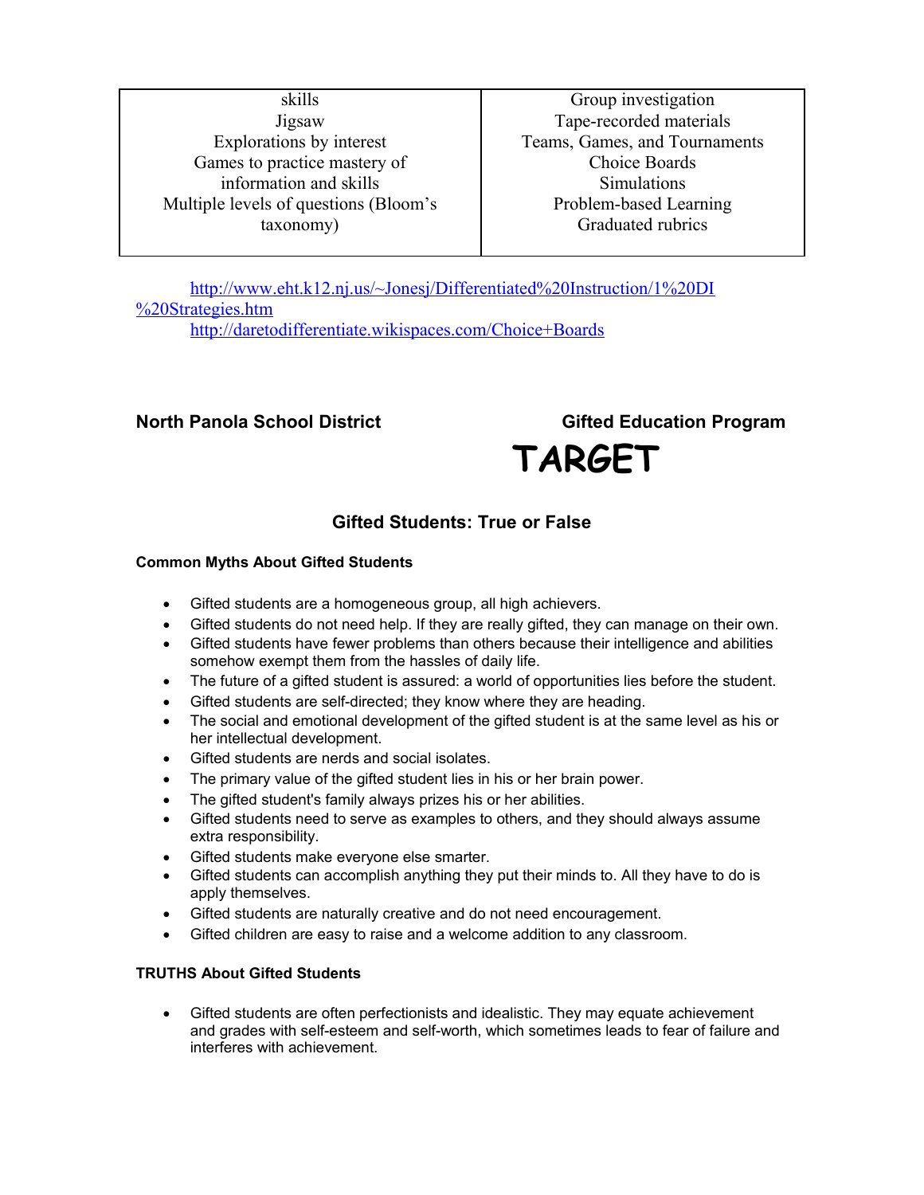| | |
|---|---|
| skills<br>Jigsaw<br>Explorations by interest<br>Games to practice mastery of information and skills<br>Multiple levels of questions (Bloom's taxonomy) | Group investigation<br>Tape-recorded materials<br>Teams, Games, and Tournaments<br>Choice Boards<br>Simulations<br>Problem-based Learning<br>Graduated rubrics |

http://www.eht.k12.nj.us/~Jonesj/Differentiated%20Instruction/1%20DI%20Strategies.htm
http://daretodifferentiate.wikispaces.com/Choice+Boards

**North Panola School District** **Gifted Education Program**

# TARGET

## Gifted Students: True or False

### Common Myths About Gifted Students

- Gifted students are a homogeneous group, all high achievers.
- Gifted students do not need help. If they are really gifted, they can manage on their own.
- Gifted students have fewer problems than others because their intelligence and abilities somehow exempt them from the hassles of daily life.
- The future of a gifted student is assured: a world of opportunities lies before the student.
- Gifted students are self-directed; they know where they are heading.
- The social and emotional development of the gifted student is at the same level as his or her intellectual development.
- Gifted students are nerds and social isolates.
- The primary value of the gifted student lies in his or her brain power.
- The gifted student's family always prizes his or her abilities.
- Gifted students need to serve as examples to others, and they should always assume extra responsibility.
- Gifted students make everyone else smarter.
- Gifted students can accomplish anything they put their minds to. All they have to do is apply themselves.
- Gifted students are naturally creative and do not need encouragement.
- Gifted children are easy to raise and a welcome addition to any classroom.

### TRUTHS About Gifted Students

- Gifted students are often perfectionists and idealistic. They may equate achievement and grades with self-esteem and self-worth, which sometimes leads to fear of failure and interferes with achievement.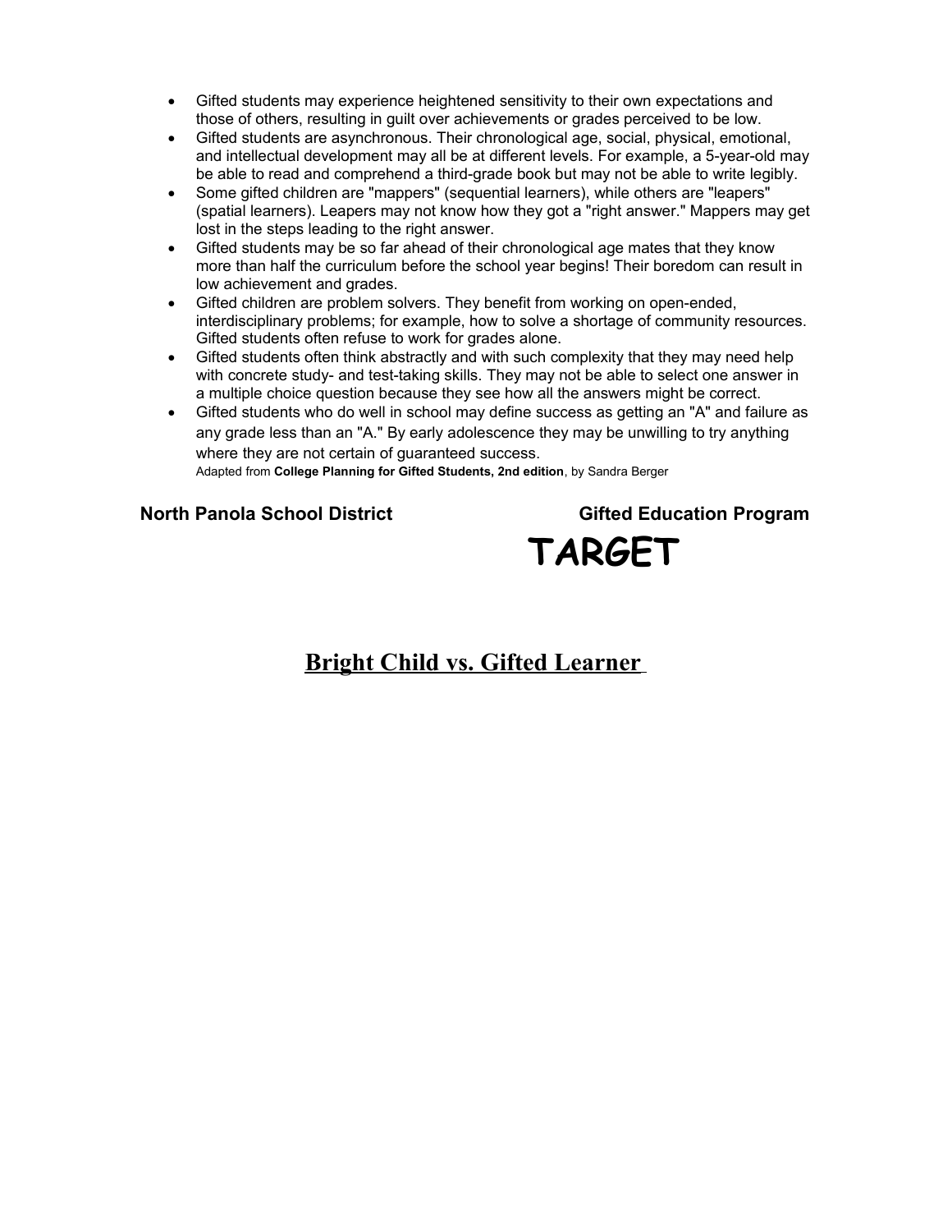- Gifted students may experience heightened sensitivity to their own expectations and those of others, resulting in guilt over achievements or grades perceived to be low.
- Gifted students are asynchronous. Their chronological age, social, physical, emotional, and intellectual development may all be at different levels. For example, a 5-year-old may be able to read and comprehend a third-grade book but may not be able to write legibly.
- Some gifted children are "mappers" (sequential learners), while others are "leapers" (spatial learners). Leapers may not know how they got a "right answer." Mappers may get lost in the steps leading to the right answer.
- Gifted students may be so far ahead of their chronological age mates that they know more than half the curriculum before the school year begins! Their boredom can result in low achievement and grades.
- Gifted children are problem solvers. They benefit from working on open-ended, interdisciplinary problems; for example, how to solve a shortage of community resources. Gifted students often refuse to work for grades alone.
- Gifted students often think abstractly and with such complexity that they may need help with concrete study- and test-taking skills. They may not be able to select one answer in a multiple choice question because they see how all the answers might be correct.
- Gifted students who do well in school may define success as getting an "A" and failure as any grade less than an "A." By early adolescence they may be unwilling to try anything where they are not certain of guaranteed success.

Adapted from **College Planning for Gifted Students, 2nd edition**, by Sandra Berger

**North Panola School District** **Gifted Education Program**

# TARGET

## Bright Child vs. Gifted Learner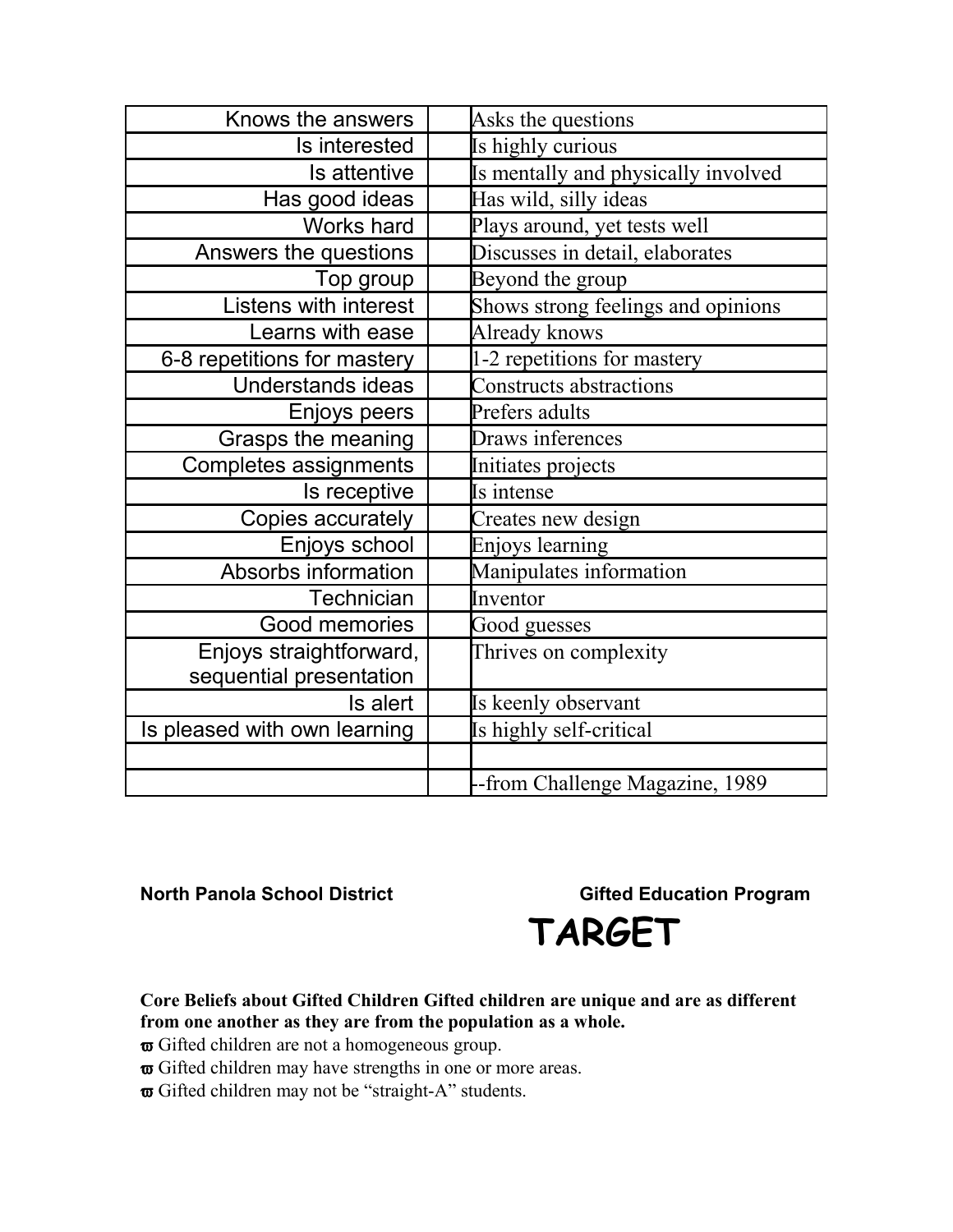| Knows the answers | | Asks the questions |
|---|---|---|
| Is interested | | Is highly curious |
| Is attentive | | Is mentally and physically involved |
| Has good ideas | | Has wild, silly ideas |
| Works hard | | Plays around, yet tests well |
| Answers the questions | | Discusses in detail, elaborates |
| Top group | | Beyond the group |
| Listens with interest | | Shows strong feelings and opinions |
| Learns with ease | | Already knows |
| 6-8 repetitions for mastery | | 1-2 repetitions for mastery |
| Understands ideas | | Constructs abstractions |
| Enjoys peers | | Prefers adults |
| Grasps the meaning | | Draws inferences |
| Completes assignments | | Initiates projects |
| Is receptive | | Is intense |
| Copies accurately | | Creates new design |
| Enjoys school | | Enjoys learning |
| Absorbs information | | Manipulates information |
| Technician | | Inventor |
| Good memories | | Good guesses |
| Enjoys straightforward, sequential presentation | | Thrives on complexity |
| Is alert | | Is keenly observant |
| Is pleased with own learning | | Is highly self-critical |
| | | |
| | | --from Challenge Magazine, 1989 |

**North Panola School District** **Gifted Education Program**

# TARGET

**Core Beliefs about Gifted Children Gifted children are unique and are as different from one another as they are from the population as a whole.**

- Gifted children are not a homogeneous group.
- Gifted children may have strengths in one or more areas.
- Gifted children may not be "straight-A" students.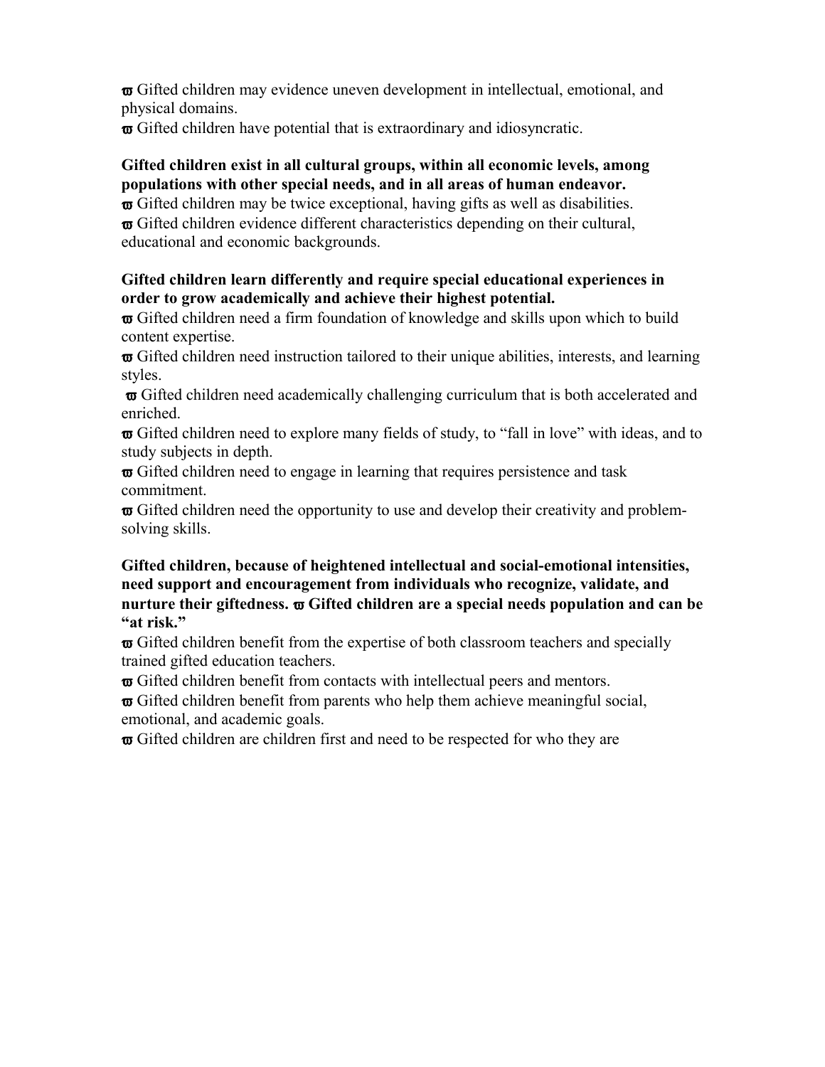- Gifted children may evidence uneven development in intellectual, emotional, and physical domains.
- Gifted children have potential that is extraordinary and idiosyncratic.

**Gifted children exist in all cultural groups, within all economic levels, among populations with other special needs, and in all areas of human endeavor.**

- Gifted children may be twice exceptional, having gifts as well as disabilities.
- Gifted children evidence different characteristics depending on their cultural, educational and economic backgrounds.

**Gifted children learn differently and require special educational experiences in order to grow academically and achieve their highest potential.**

- Gifted children need a firm foundation of knowledge and skills upon which to build content expertise.
- Gifted children need instruction tailored to their unique abilities, interests, and learning styles.
- Gifted children need academically challenging curriculum that is both accelerated and enriched.
- Gifted children need to explore many fields of study, to "fall in love" with ideas, and to study subjects in depth.
- Gifted children need to engage in learning that requires persistence and task commitment.
- Gifted children need the opportunity to use and develop their creativity and problem-solving skills.

**Gifted children, because of heightened intellectual and social-emotional intensities, need support and encouragement from individuals who recognize, validate, and nurture their giftedness.**

- **Gifted children are a special needs population and can be "at risk."**
- Gifted children benefit from the expertise of both classroom teachers and specially trained gifted education teachers.
- Gifted children benefit from contacts with intellectual peers and mentors.
- Gifted children benefit from parents who help them achieve meaningful social, emotional, and academic goals.
- Gifted children are children first and need to be respected for who they are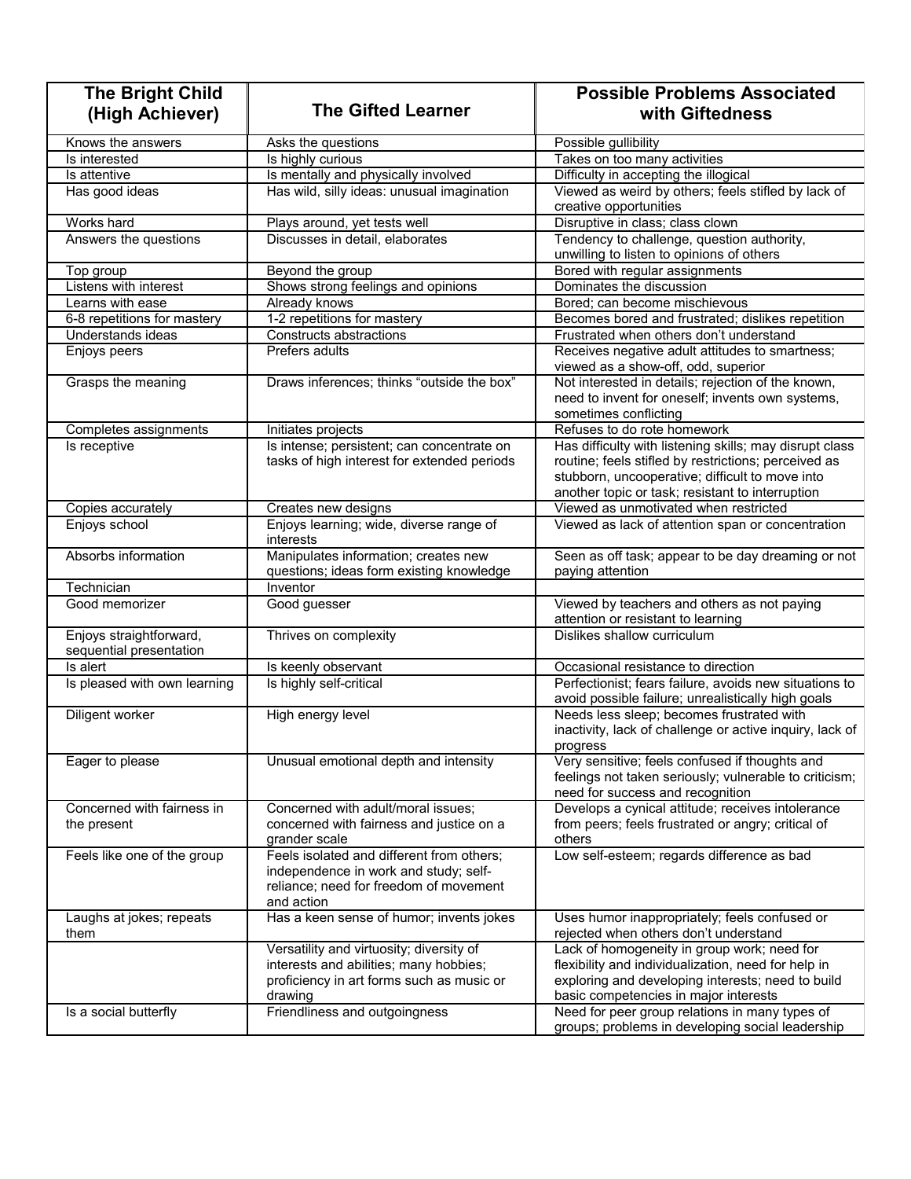| The Bright Child (High Achiever) | The Gifted Learner | Possible Problems Associated with Giftedness |
|---|---|---|
| Knows the answers | Asks the questions | Possible gullibility |
| Is interested | Is highly curious | Takes on too many activities |
| Is attentive | Is mentally and physically involved | Difficulty in accepting the illogical |
| Has good ideas | Has wild, silly ideas: unusual imagination | Viewed as weird by others; feels stifled by lack of creative opportunities |
| Works hard | Plays around, yet tests well | Disruptive in class; class clown |
| Answers the questions | Discusses in detail, elaborates | Tendency to challenge, question authority, unwilling to listen to opinions of others |
| Top group | Beyond the group | Bored with regular assignments |
| Listens with interest | Shows strong feelings and opinions | Dominates the discussion |
| Learns with ease | Already knows | Bored; can become mischievous |
| 6-8 repetitions for mastery | 1-2 repetitions for mastery | Becomes bored and frustrated; dislikes repetition |
| Understands ideas | Constructs abstractions | Frustrated when others don't understand |
| Enjoys peers | Prefers adults | Receives negative adult attitudes to smartness; viewed as a show-off, odd, superior |
| Grasps the meaning | Draws inferences; thinks "outside the box" | Not interested in details; rejection of the known, need to invent for oneself; invents own systems, sometimes conflicting |
| Completes assignments | Initiates projects | Refuses to do rote homework |
| Is receptive | Is intense; persistent; can concentrate on tasks of high interest for extended periods | Has difficulty with listening skills; may disrupt class routine; feels stifled by restrictions; perceived as stubborn, uncooperative; difficult to move into another topic or task; resistant to interruption |
| Copies accurately | Creates new designs | Viewed as unmotivated when restricted |
| Enjoys school | Enjoys learning; wide, diverse range of interests | Viewed as lack of attention span or concentration |
| Absorbs information | Manipulates information; creates new questions; ideas form existing knowledge | Seen as off task; appear to be day dreaming or not paying attention |
| Technician | Inventor | |
| Good memorizer | Good guesser | Viewed by teachers and others as not paying attention or resistant to learning |
| Enjoys straightforward, sequential presentation | Thrives on complexity | Dislikes shallow curriculum |
| Is alert | Is keenly observant | Occasional resistance to direction |
| Is pleased with own learning | Is highly self-critical | Perfectionist; fears failure, avoids new situations to avoid possible failure; unrealistically high goals |
| Diligent worker | High energy level | Needs less sleep; becomes frustrated with inactivity, lack of challenge or active inquiry, lack of progress |
| Eager to please | Unusual emotional depth and intensity | Very sensitive; feels confused if thoughts and feelings not taken seriously; vulnerable to criticism; need for success and recognition |
| Concerned with fairness in the present | Concerned with adult/moral issues; concerned with fairness and justice on a grander scale | Develops a cynical attitude; receives intolerance from peers; feels frustrated or angry; critical of others |
| Feels like one of the group | Feels isolated and different from others; independence in work and study; self-reliance; need for freedom of movement and action | Low self-esteem; regards difference as bad |
| Laughs at jokes; repeats them | Has a keen sense of humor; invents jokes | Uses humor inappropriately; feels confused or rejected when others don't understand |
| | Versatility and virtuosity; diversity of interests and abilities; many hobbies; proficiency in art forms such as music or drawing | Lack of homogeneity in group work; need for flexibility and individualization, need for help in exploring and developing interests; need to build basic competencies in major interests |
| Is a social butterfly | Friendliness and outgoingness | Need for peer group relations in many types of groups; problems in developing social leadership |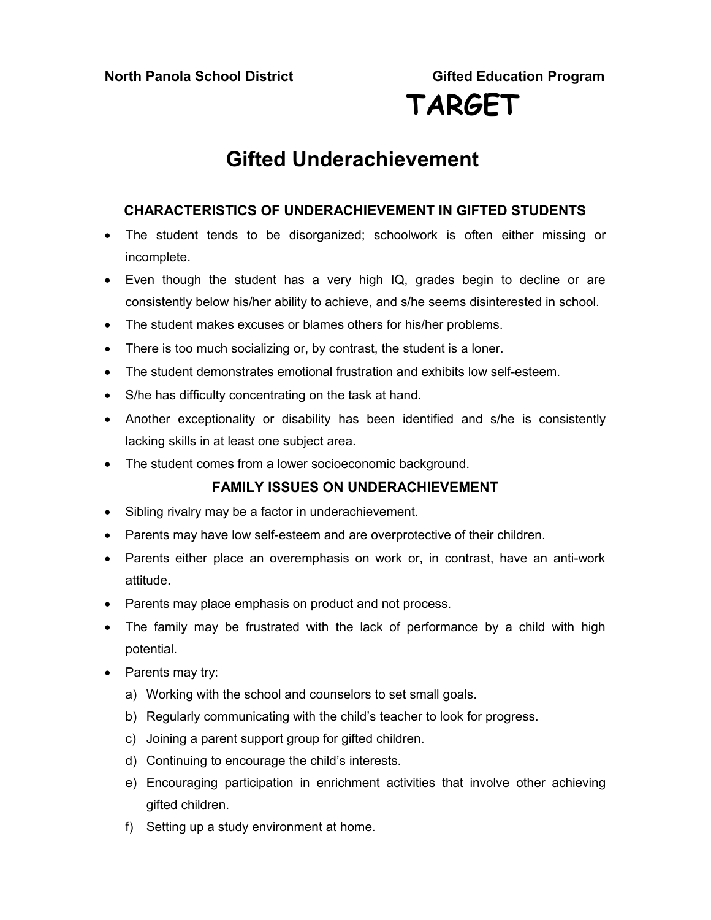**North Panola School District** **Gifted Education Program**

# TARGET

## Gifted Underachievement

### CHARACTERISTICS OF UNDERACHIEVEMENT IN GIFTED STUDENTS

- The student tends to be disorganized; schoolwork is often either missing or incomplete.
- Even though the student has a very high IQ, grades begin to decline or are consistently below his/her ability to achieve, and s/he seems disinterested in school.
- The student makes excuses or blames others for his/her problems.
- There is too much socializing or, by contrast, the student is a loner.
- The student demonstrates emotional frustration and exhibits low self-esteem.
- S/he has difficulty concentrating on the task at hand.
- Another exceptionality or disability has been identified and s/he is consistently lacking skills in at least one subject area.
- The student comes from a lower socioeconomic background.

### FAMILY ISSUES ON UNDERACHIEVEMENT

- Sibling rivalry may be a factor in underachievement.
- Parents may have low self-esteem and are overprotective of their children.
- Parents either place an overemphasis on work or, in contrast, have an anti-work attitude.
- Parents may place emphasis on product and not process.
- The family may be frustrated with the lack of performance by a child with high potential.
- Parents may try:
  a) Working with the school and counselors to set small goals.
  b) Regularly communicating with the child's teacher to look for progress.
  c) Joining a parent support group for gifted children.
  d) Continuing to encourage the child's interests.
  e) Encouraging participation in enrichment activities that involve other achieving gifted children.
  f) Setting up a study environment at home.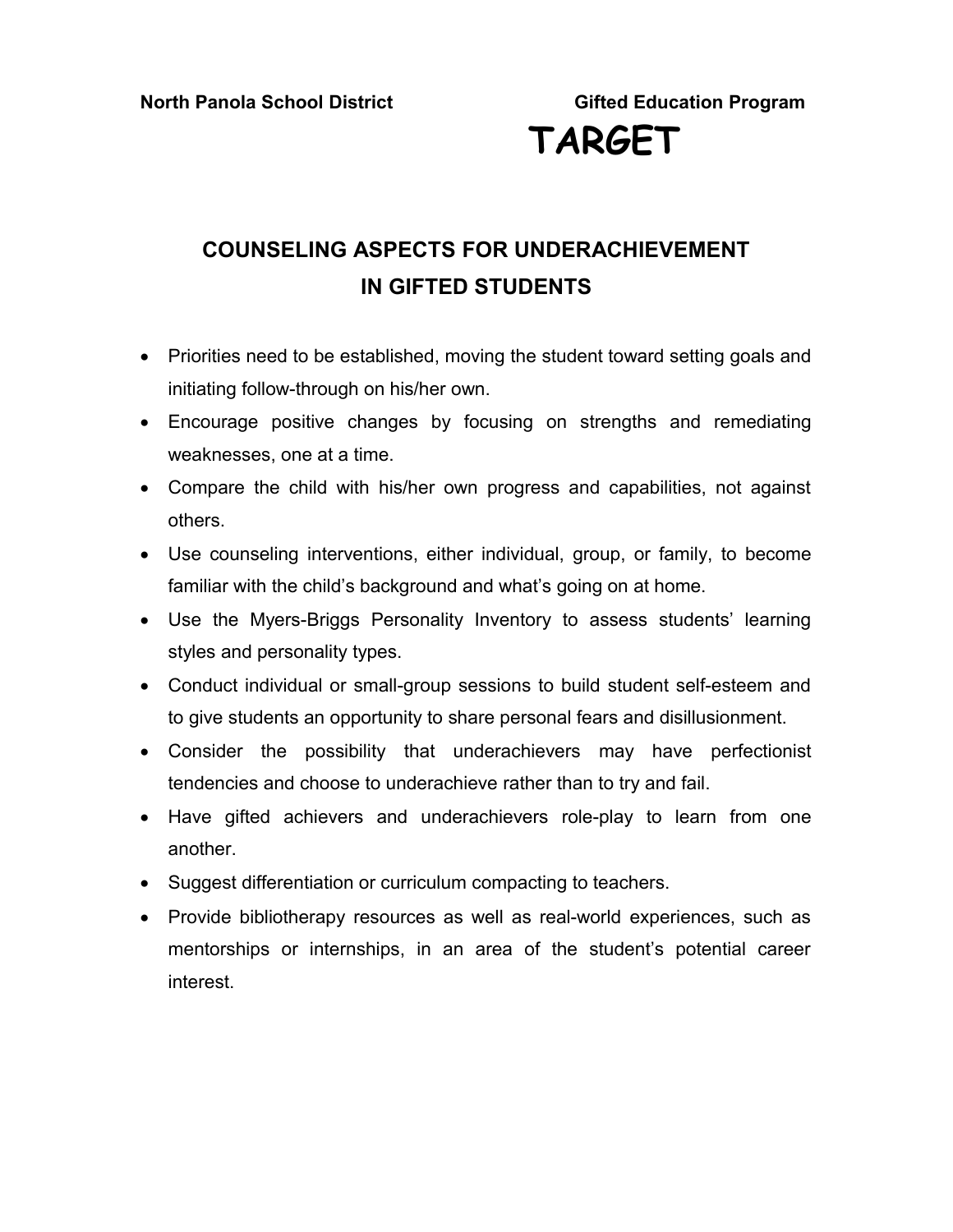**North Panola School District** **Gifted Education Program**

# TARGET

## COUNSELING ASPECTS FOR UNDERACHIEVEMENT IN GIFTED STUDENTS

- Priorities need to be established, moving the student toward setting goals and initiating follow-through on his/her own.
- Encourage positive changes by focusing on strengths and remediating weaknesses, one at a time.
- Compare the child with his/her own progress and capabilities, not against others.
- Use counseling interventions, either individual, group, or family, to become familiar with the child's background and what's going on at home.
- Use the Myers-Briggs Personality Inventory to assess students' learning styles and personality types.
- Conduct individual or small-group sessions to build student self-esteem and to give students an opportunity to share personal fears and disillusionment.
- Consider the possibility that underachievers may have perfectionist tendencies and choose to underachieve rather than to try and fail.
- Have gifted achievers and underachievers role-play to learn from one another.
- Suggest differentiation or curriculum compacting to teachers.
- Provide bibliotherapy resources as well as real-world experiences, such as mentorships or internships, in an area of the student's potential career interest.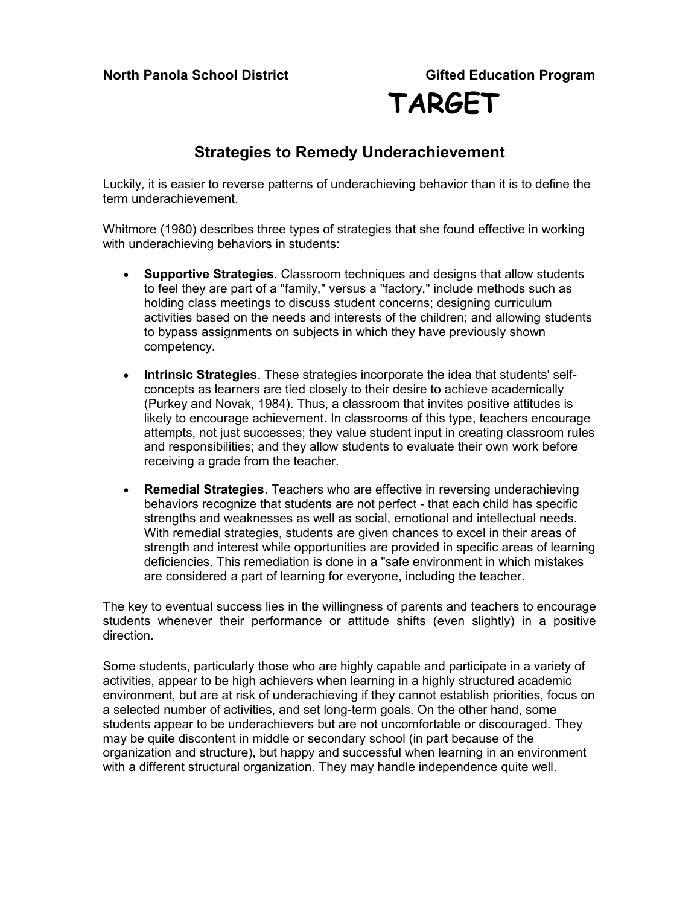**North Panola School District** **Gifted Education Program**

# TARGET

## Strategies to Remedy Underachievement

Luckily, it is easier to reverse patterns of underachieving behavior than it is to define the term underachievement.

Whitmore (1980) describes three types of strategies that she found effective in working with underachieving behaviors in students:

- **Supportive Strategies**. Classroom techniques and designs that allow students to feel they are part of a "family," versus a "factory," include methods such as holding class meetings to discuss student concerns; designing curriculum activities based on the needs and interests of the children; and allowing students to bypass assignments on subjects in which they have previously shown competency.

- **Intrinsic Strategies**. These strategies incorporate the idea that students' self-concepts as learners are tied closely to their desire to achieve academically (Purkey and Novak, 1984). Thus, a classroom that invites positive attitudes is likely to encourage achievement. In classrooms of this type, teachers encourage attempts, not just successes; they value student input in creating classroom rules and responsibilities; and they allow students to evaluate their own work before receiving a grade from the teacher.

- **Remedial Strategies**. Teachers who are effective in reversing underachieving behaviors recognize that students are not perfect - that each child has specific strengths and weaknesses as well as social, emotional and intellectual needs. With remedial strategies, students are given chances to excel in their areas of strength and interest while opportunities are provided in specific areas of learning deficiencies. This remediation is done in a "safe environment in which mistakes are considered a part of learning for everyone, including the teacher.

The key to eventual success lies in the willingness of parents and teachers to encourage students whenever their performance or attitude shifts (even slightly) in a positive direction.

Some students, particularly those who are highly capable and participate in a variety of activities, appear to be high achievers when learning in a highly structured academic environment, but are at risk of underachieving if they cannot establish priorities, focus on a selected number of activities, and set long-term goals. On the other hand, some students appear to be underachievers but are not uncomfortable or discouraged. They may be quite discontent in middle or secondary school (in part because of the organization and structure), but happy and successful when learning in an environment with a different structural organization. They may handle independence quite well.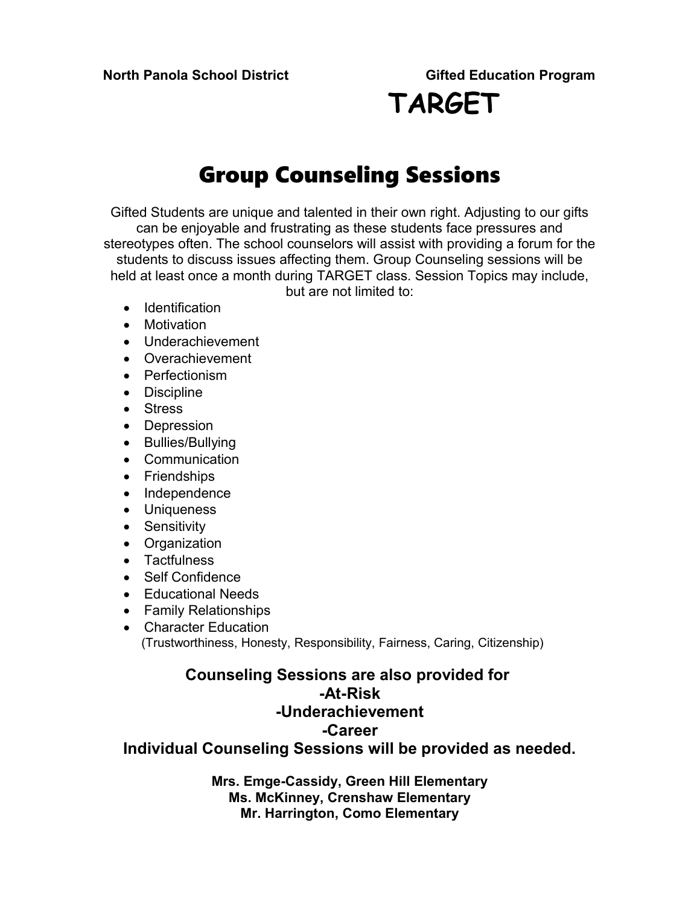**North Panola School District** **Gifted Education Program**

# TARGET

## Group Counseling Sessions

Gifted Students are unique and talented in their own right. Adjusting to our gifts can be enjoyable and frustrating as these students face pressures and stereotypes often. The school counselors will assist with providing a forum for the students to discuss issues affecting them. Group Counseling sessions will be held at least once a month during TARGET class. Session Topics may include, but are not limited to:

- Identification
- Motivation
- Underachievement
- Overachievement
- Perfectionism
- Discipline
- Stress
- Depression
- Bullies/Bullying
- Communication
- Friendships
- Independence
- Uniqueness
- Sensitivity
- Organization
- Tactfulness
- Self Confidence
- Educational Needs
- Family Relationships
- Character Education
  (Trustworthiness, Honesty, Responsibility, Fairness, Caring, Citizenship)

**Counseling Sessions are also provided for**
**-At-Risk**
**-Underachievement**
**-Career**
**Individual Counseling Sessions will be provided as needed.**

**Mrs. Emge-Cassidy, Green Hill Elementary**
**Ms. McKinney, Crenshaw Elementary**
**Mr. Harrington, Como Elementary**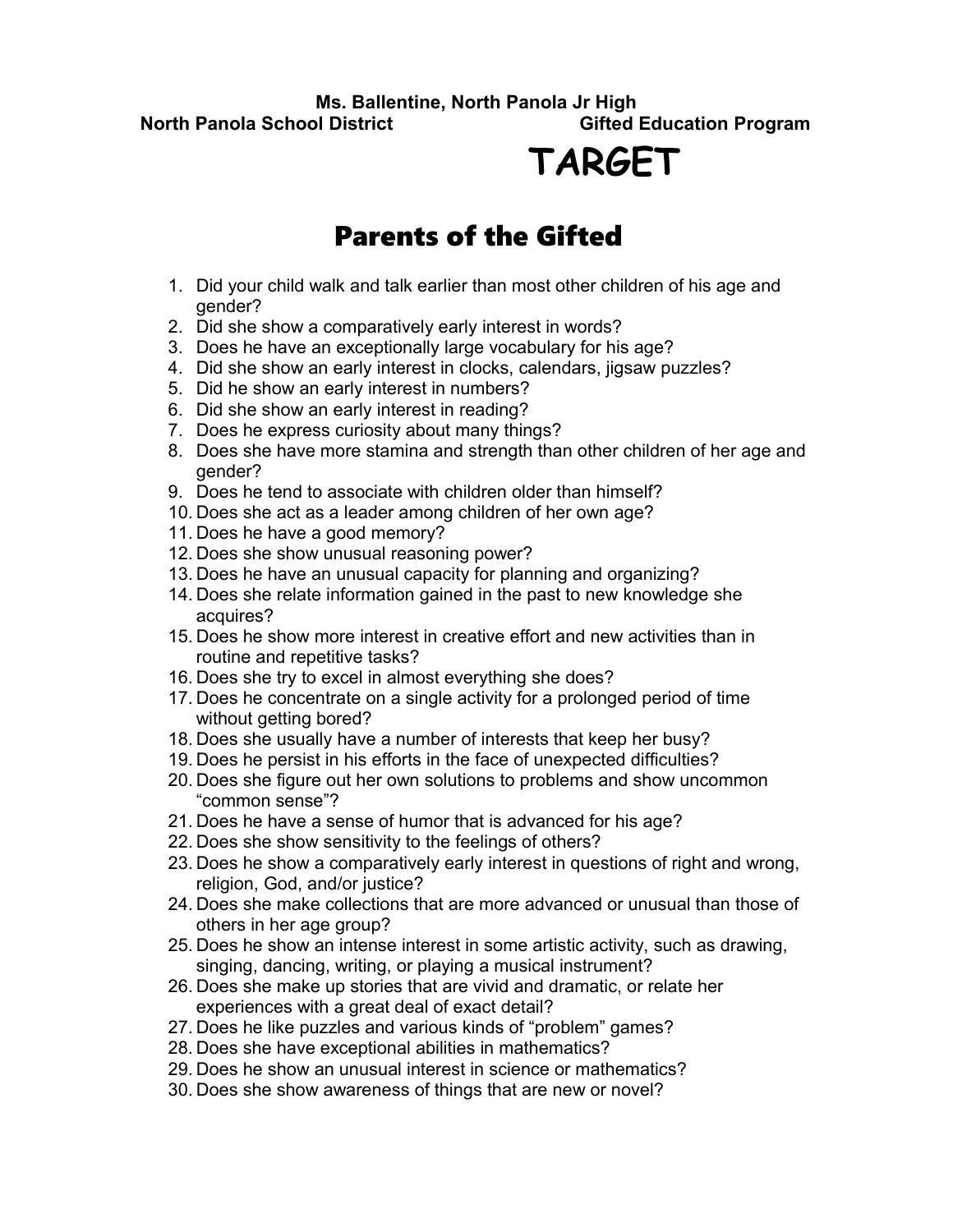**Ms. Ballentine, North Panola Jr High**

**North Panola School District** **Gifted Education Program**

# TARGET

## Parents of the Gifted

1. Did your child walk and talk earlier than most other children of his age and gender?
2. Did she show a comparatively early interest in words?
3. Does he have an exceptionally large vocabulary for his age?
4. Did she show an early interest in clocks, calendars, jigsaw puzzles?
5. Did he show an early interest in numbers?
6. Did she show an early interest in reading?
7. Does he express curiosity about many things?
8. Does she have more stamina and strength than other children of her age and gender?
9. Does he tend to associate with children older than himself?
10. Does she act as a leader among children of her own age?
11. Does he have a good memory?
12. Does she show unusual reasoning power?
13. Does he have an unusual capacity for planning and organizing?
14. Does she relate information gained in the past to new knowledge she acquires?
15. Does he show more interest in creative effort and new activities than in routine and repetitive tasks?
16. Does she try to excel in almost everything she does?
17. Does he concentrate on a single activity for a prolonged period of time without getting bored?
18. Does she usually have a number of interests that keep her busy?
19. Does he persist in his efforts in the face of unexpected difficulties?
20. Does she figure out her own solutions to problems and show uncommon "common sense"?
21. Does he have a sense of humor that is advanced for his age?
22. Does she show sensitivity to the feelings of others?
23. Does he show a comparatively early interest in questions of right and wrong, religion, God, and/or justice?
24. Does she make collections that are more advanced or unusual than those of others in her age group?
25. Does he show an intense interest in some artistic activity, such as drawing, singing, dancing, writing, or playing a musical instrument?
26. Does she make up stories that are vivid and dramatic, or relate her experiences with a great deal of exact detail?
27. Does he like puzzles and various kinds of "problem" games?
28. Does she have exceptional abilities in mathematics?
29. Does he show an unusual interest in science or mathematics?
30. Does she show awareness of things that are new or novel?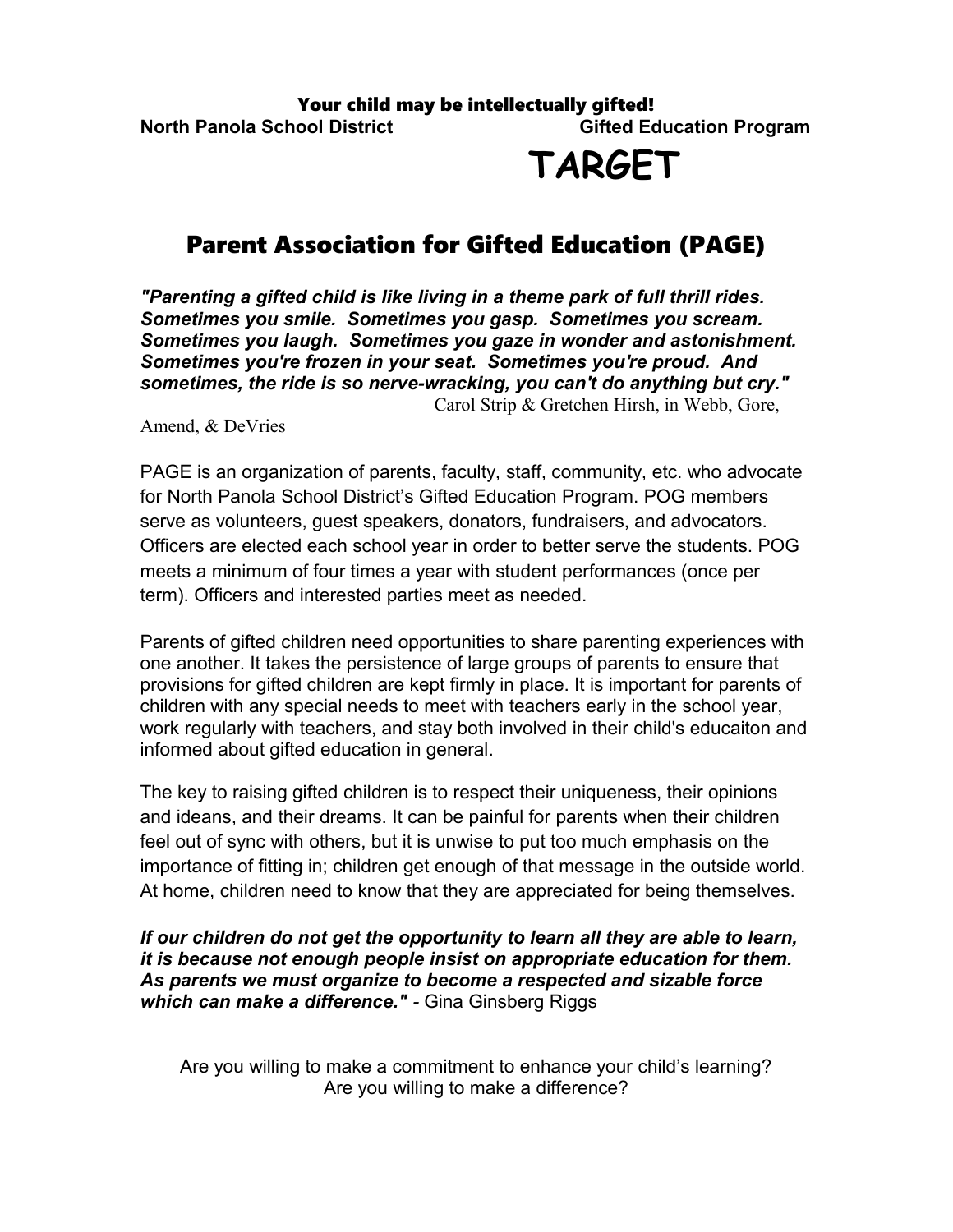**Your child may be intellectually gifted!**

**North Panola School District** **Gifted Education Program**

# TARGET

## Parent Association for Gifted Education (PAGE)

***"Parenting a gifted child is like living in a theme park of full thrill rides. Sometimes you smile. Sometimes you gasp. Sometimes you scream. Sometimes you laugh. Sometimes you gaze in wonder and astonishment. Sometimes you're frozen in your seat. Sometimes you're proud. And sometimes, the ride is so nerve-wracking, you can't do anything but cry."*** Carol Strip & Gretchen Hirsh, in Webb, Gore, Amend, & DeVries

PAGE is an organization of parents, faculty, staff, community, etc. who advocate for North Panola School District's Gifted Education Program. POG members serve as volunteers, guest speakers, donators, fundraisers, and advocators. Officers are elected each school year in order to better serve the students. POG meets a minimum of four times a year with student performances (once per term). Officers and interested parties meet as needed.

Parents of gifted children need opportunities to share parenting experiences with one another. It takes the persistence of large groups of parents to ensure that provisions for gifted children are kept firmly in place. It is important for parents of children with any special needs to meet with teachers early in the school year, work regularly with teachers, and stay both involved in their child's educaiton and informed about gifted education in general.

The key to raising gifted children is to respect their uniqueness, their opinions and ideans, and their dreams. It can be painful for parents when their children feel out of sync with others, but it is unwise to put too much emphasis on the importance of fitting in; children get enough of that message in the outside world. At home, children need to know that they are appreciated for being themselves.

***If our children do not get the opportunity to learn all they are able to learn, it is because not enough people insist on appropriate education for them. As parents we must organize to become a respected and sizable force which can make a difference."*** - Gina Ginsberg Riggs

Are you willing to make a commitment to enhance your child's learning?
Are you willing to make a difference?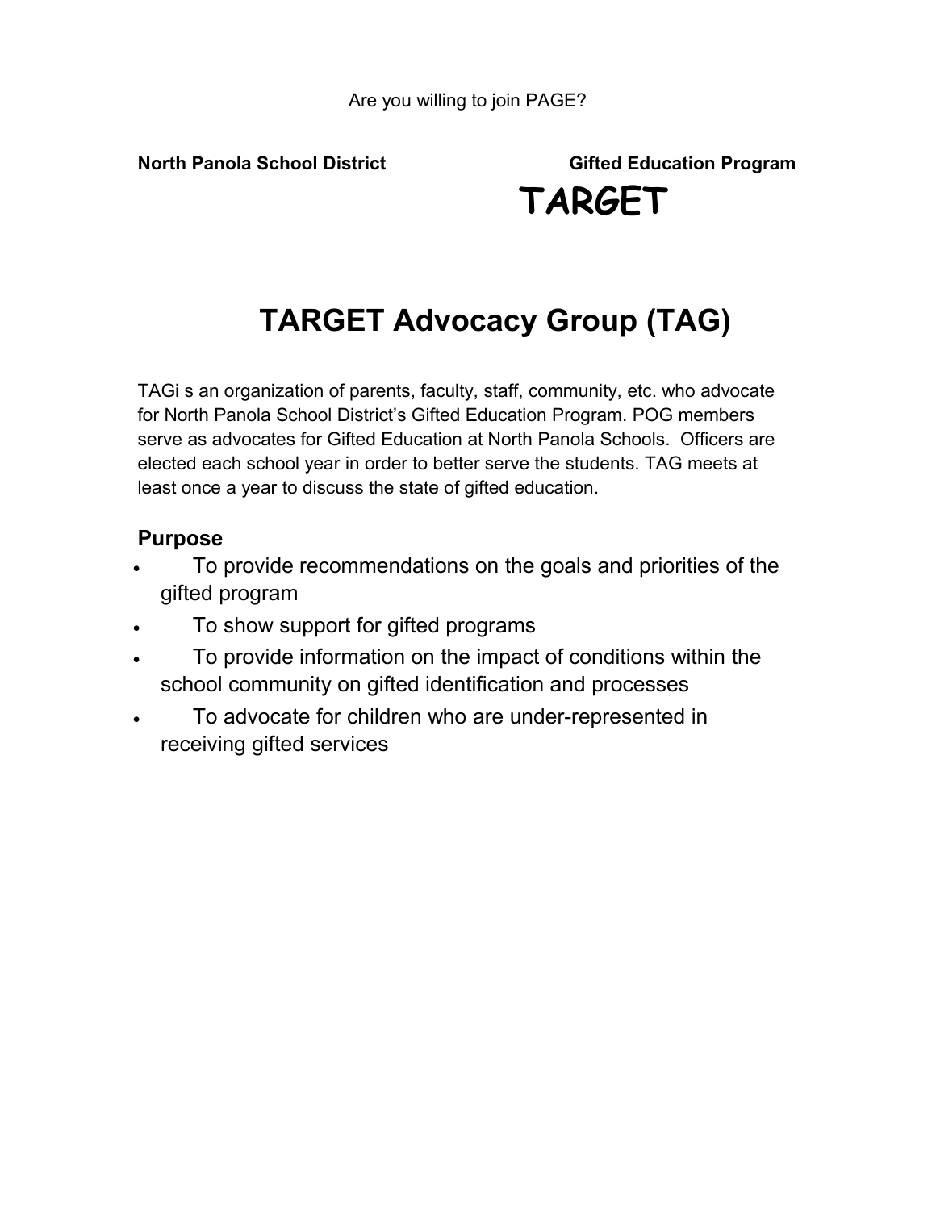Are you willing to join PAGE?

**North Panola School District** **Gifted Education Program**

**TARGET**

# TARGET Advocacy Group (TAG)

TAGi s an organization of parents, faculty, staff, community, etc. who advocate for North Panola School District's Gifted Education Program. POG members serve as advocates for Gifted Education at North Panola Schools. Officers are elected each school year in order to better serve the students. TAG meets at least once a year to discuss the state of gifted education.

### Purpose

- To provide recommendations on the goals and priorities of the gifted program
- To show support for gifted programs
- To provide information on the impact of conditions within the school community on gifted identification and processes
- To advocate for children who are under-represented in receiving gifted services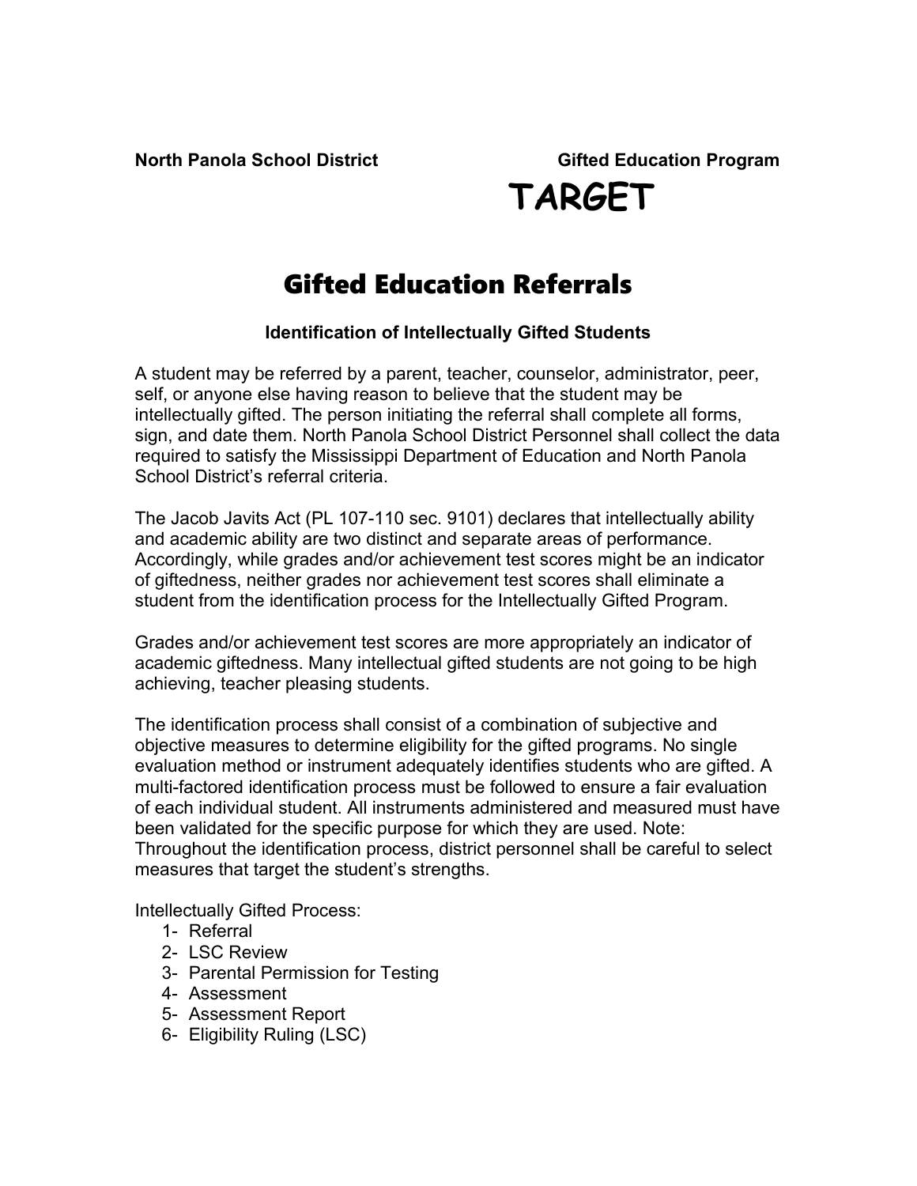**North Panola School District** **Gifted Education Program**

# TARGET

## Gifted Education Referrals

### Identification of Intellectually Gifted Students

A student may be referred by a parent, teacher, counselor, administrator, peer, self, or anyone else having reason to believe that the student may be intellectually gifted. The person initiating the referral shall complete all forms, sign, and date them. North Panola School District Personnel shall collect the data required to satisfy the Mississippi Department of Education and North Panola School District's referral criteria.

The Jacob Javits Act (PL 107-110 sec. 9101) declares that intellectually ability and academic ability are two distinct and separate areas of performance. Accordingly, while grades and/or achievement test scores might be an indicator of giftedness, neither grades nor achievement test scores shall eliminate a student from the identification process for the Intellectually Gifted Program.

Grades and/or achievement test scores are more appropriately an indicator of academic giftedness. Many intellectual gifted students are not going to be high achieving, teacher pleasing students.

The identification process shall consist of a combination of subjective and objective measures to determine eligibility for the gifted programs. No single evaluation method or instrument adequately identifies students who are gifted. A multi-factored identification process must be followed to ensure a fair evaluation of each individual student. All instruments administered and measured must have been validated for the specific purpose for which they are used. Note: Throughout the identification process, district personnel shall be careful to select measures that target the student's strengths.

Intellectually Gifted Process:

1. Referral
2. LSC Review
3. Parental Permission for Testing
4. Assessment
5. Assessment Report
6. Eligibility Ruling (LSC)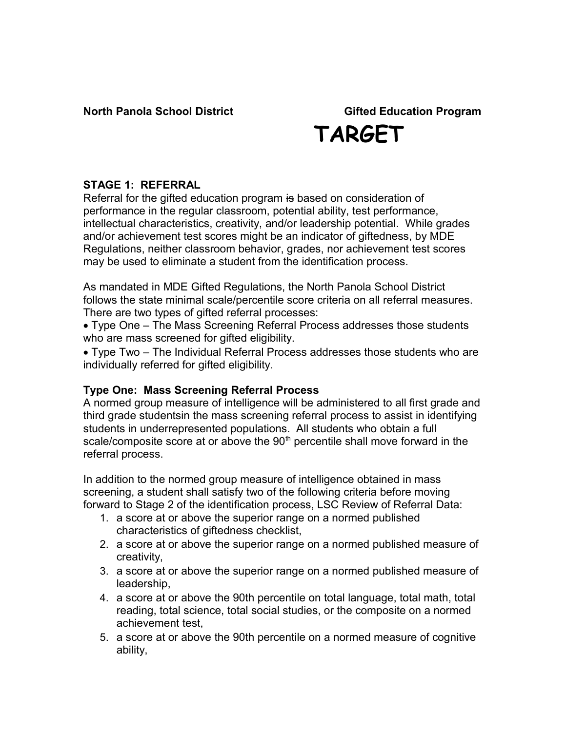**North Panola School District** **Gifted Education Program**

# TARGET

### STAGE 1: REFERRAL

Referral for the gifted education program ~~is~~ based on consideration of performance in the regular classroom, potential ability, test performance, intellectual characteristics, creativity, and/or leadership potential. While grades and/or achievement test scores might be an indicator of giftedness, by MDE Regulations, neither classroom behavior, grades, nor achievement test scores may be used to eliminate a student from the identification process.

As mandated in MDE Gifted Regulations, the North Panola School District follows the state minimal scale/percentile score criteria on all referral measures. There are two types of gifted referral processes:

- Type One – The Mass Screening Referral Process addresses those students who are mass screened for gifted eligibility.
- Type Two – The Individual Referral Process addresses those students who are individually referred for gifted eligibility.

**Type One: Mass Screening Referral Process**

A normed group measure of intelligence will be administered to all first grade and third grade studentsin the mass screening referral process to assist in identifying students in underrepresented populations. All students who obtain a full scale/composite score at or above the 90th percentile shall move forward in the referral process.

In addition to the normed group measure of intelligence obtained in mass screening, a student shall satisfy two of the following criteria before moving forward to Stage 2 of the identification process, LSC Review of Referral Data:

1. a score at or above the superior range on a normed published characteristics of giftedness checklist,
2. a score at or above the superior range on a normed published measure of creativity,
3. a score at or above the superior range on a normed published measure of leadership,
4. a score at or above the 90th percentile on total language, total math, total reading, total science, total social studies, or the composite on a normed achievement test,
5. a score at or above the 90th percentile on a normed measure of cognitive ability,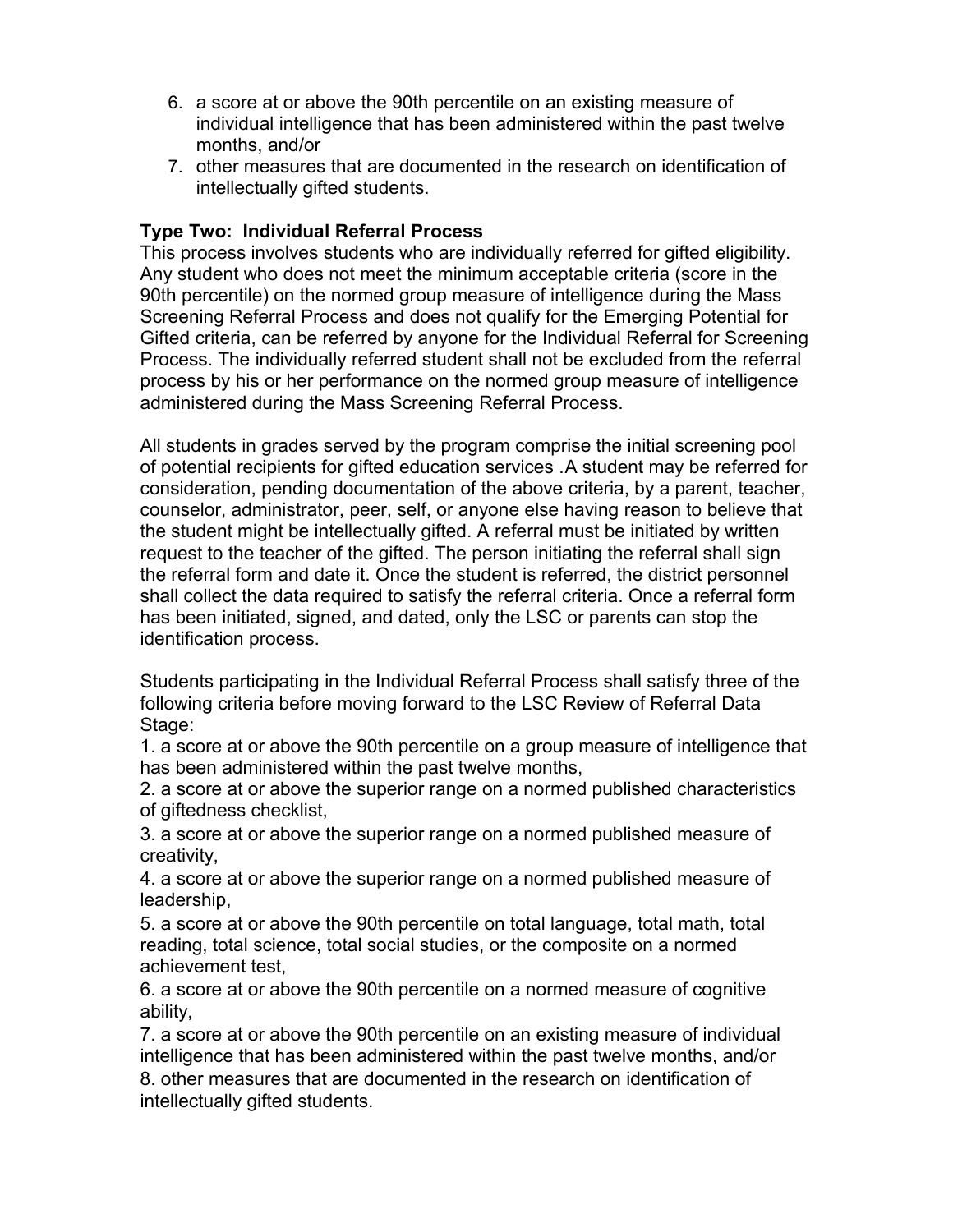6. a score at or above the 90th percentile on an existing measure of individual intelligence that has been administered within the past twelve months, and/or
7. other measures that are documented in the research on identification of intellectually gifted students.

**Type Two: Individual Referral Process**

This process involves students who are individually referred for gifted eligibility. Any student who does not meet the minimum acceptable criteria (score in the 90th percentile) on the normed group measure of intelligence during the Mass Screening Referral Process and does not qualify for the Emerging Potential for Gifted criteria, can be referred by anyone for the Individual Referral for Screening Process. The individually referred student shall not be excluded from the referral process by his or her performance on the normed group measure of intelligence administered during the Mass Screening Referral Process.

All students in grades served by the program comprise the initial screening pool of potential recipients for gifted education services .A student may be referred for consideration, pending documentation of the above criteria, by a parent, teacher, counselor, administrator, peer, self, or anyone else having reason to believe that the student might be intellectually gifted. A referral must be initiated by written request to the teacher of the gifted. The person initiating the referral shall sign the referral form and date it. Once the student is referred, the district personnel shall collect the data required to satisfy the referral criteria. Once a referral form has been initiated, signed, and dated, only the LSC or parents can stop the identification process.

Students participating in the Individual Referral Process shall satisfy three of the following criteria before moving forward to the LSC Review of Referral Data Stage:

1. a score at or above the 90th percentile on a group measure of intelligence that has been administered within the past twelve months,
2. a score at or above the superior range on a normed published characteristics of giftedness checklist,
3. a score at or above the superior range on a normed published measure of creativity,
4. a score at or above the superior range on a normed published measure of leadership,
5. a score at or above the 90th percentile on total language, total math, total reading, total science, total social studies, or the composite on a normed achievement test,
6. a score at or above the 90th percentile on a normed measure of cognitive ability,
7. a score at or above the 90th percentile on an existing measure of individual intelligence that has been administered within the past twelve months, and/or
8. other measures that are documented in the research on identification of intellectually gifted students.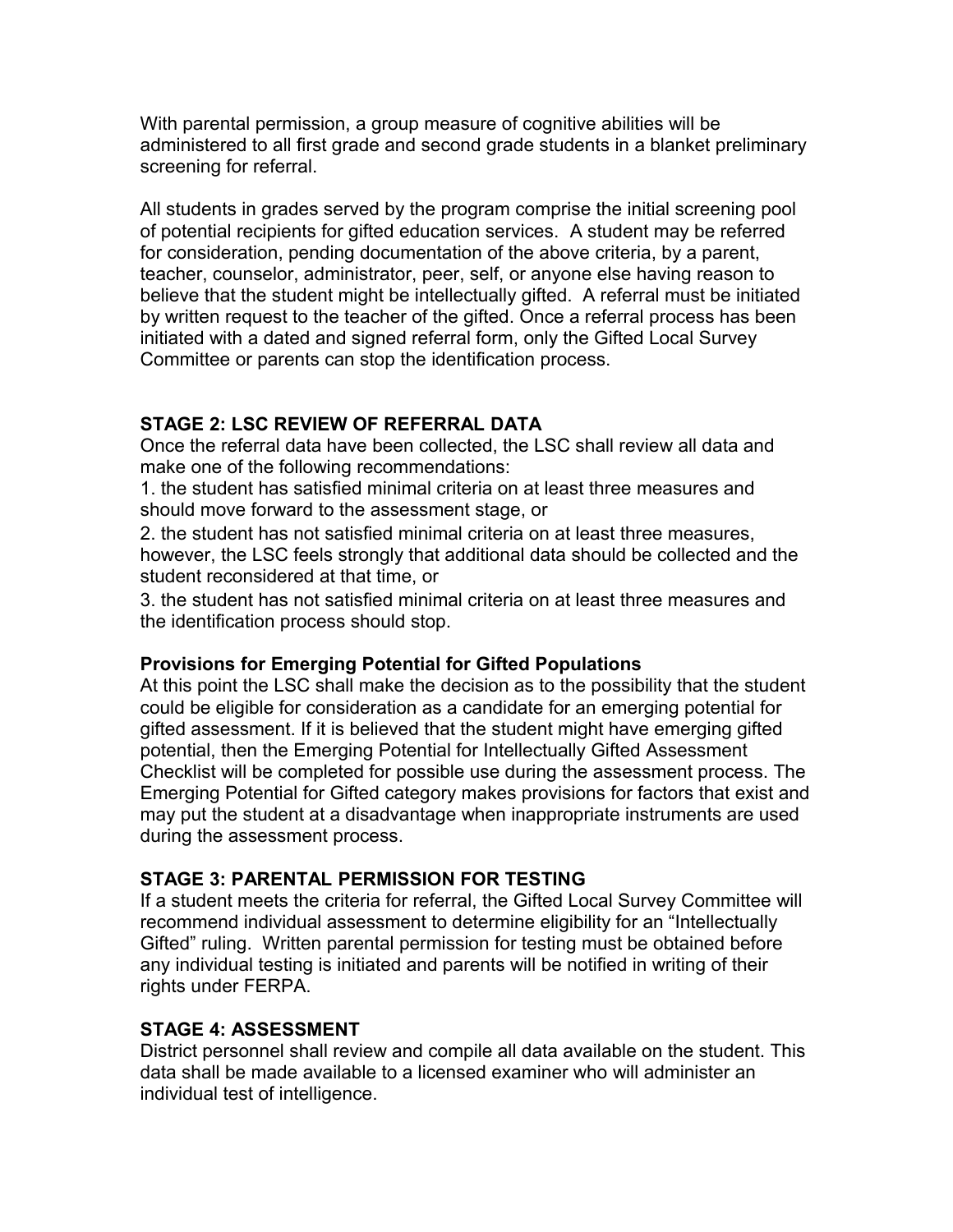With parental permission, a group measure of cognitive abilities will be administered to all first grade and second grade students in a blanket preliminary screening for referral.

All students in grades served by the program comprise the initial screening pool of potential recipients for gifted education services. A student may be referred for consideration, pending documentation of the above criteria, by a parent, teacher, counselor, administrator, peer, self, or anyone else having reason to believe that the student might be intellectually gifted. A referral must be initiated by written request to the teacher of the gifted. Once a referral process has been initiated with a dated and signed referral form, only the Gifted Local Survey Committee or parents can stop the identification process.

**STAGE 2: LSC REVIEW OF REFERRAL DATA**

Once the referral data have been collected, the LSC shall review all data and make one of the following recommendations:

1. the student has satisfied minimal criteria on at least three measures and should move forward to the assessment stage, or
2. the student has not satisfied minimal criteria on at least three measures, however, the LSC feels strongly that additional data should be collected and the student reconsidered at that time, or
3. the student has not satisfied minimal criteria on at least three measures and the identification process should stop.

**Provisions for Emerging Potential for Gifted Populations**

At this point the LSC shall make the decision as to the possibility that the student could be eligible for consideration as a candidate for an emerging potential for gifted assessment. If it is believed that the student might have emerging gifted potential, then the Emerging Potential for Intellectually Gifted Assessment Checklist will be completed for possible use during the assessment process. The Emerging Potential for Gifted category makes provisions for factors that exist and may put the student at a disadvantage when inappropriate instruments are used during the assessment process.

**STAGE 3: PARENTAL PERMISSION FOR TESTING**

If a student meets the criteria for referral, the Gifted Local Survey Committee will recommend individual assessment to determine eligibility for an "Intellectually Gifted" ruling. Written parental permission for testing must be obtained before any individual testing is initiated and parents will be notified in writing of their rights under FERPA.

**STAGE 4: ASSESSMENT**

District personnel shall review and compile all data available on the student. This data shall be made available to a licensed examiner who will administer an individual test of intelligence.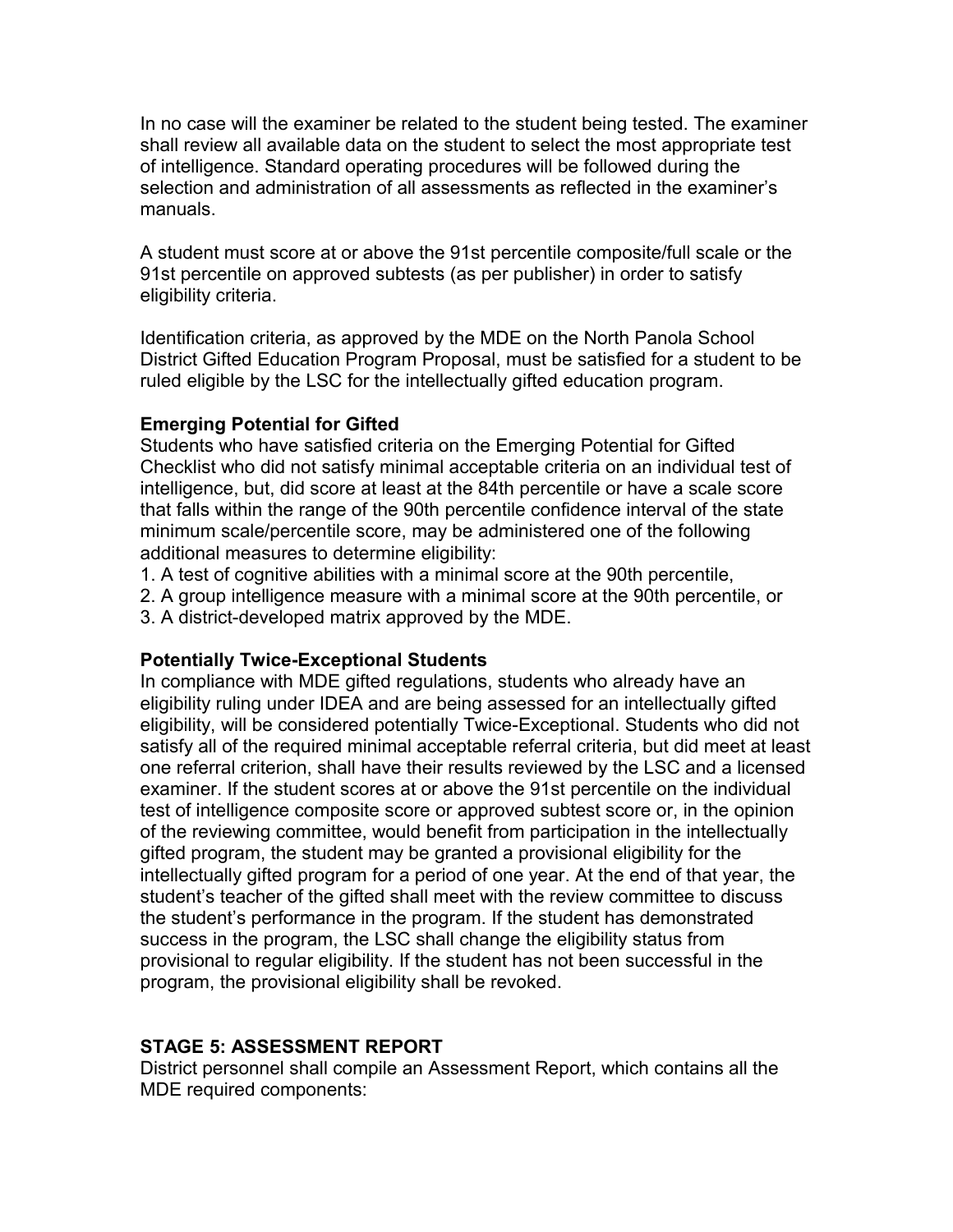In no case will the examiner be related to the student being tested. The examiner shall review all available data on the student to select the most appropriate test of intelligence. Standard operating procedures will be followed during the selection and administration of all assessments as reflected in the examiner's manuals.

A student must score at or above the 91st percentile composite/full scale or the 91st percentile on approved subtests (as per publisher) in order to satisfy eligibility criteria.

Identification criteria, as approved by the MDE on the North Panola School District Gifted Education Program Proposal, must be satisfied for a student to be ruled eligible by the LSC for the intellectually gifted education program.

**Emerging Potential for Gifted**

Students who have satisfied criteria on the Emerging Potential for Gifted Checklist who did not satisfy minimal acceptable criteria on an individual test of intelligence, but, did score at least at the 84th percentile or have a scale score that falls within the range of the 90th percentile confidence interval of the state minimum scale/percentile score, may be administered one of the following additional measures to determine eligibility:

1. A test of cognitive abilities with a minimal score at the 90th percentile,
2. A group intelligence measure with a minimal score at the 90th percentile, or
3. A district-developed matrix approved by the MDE.

**Potentially Twice-Exceptional Students**

In compliance with MDE gifted regulations, students who already have an eligibility ruling under IDEA and are being assessed for an intellectually gifted eligibility, will be considered potentially Twice-Exceptional. Students who did not satisfy all of the required minimal acceptable referral criteria, but did meet at least one referral criterion, shall have their results reviewed by the LSC and a licensed examiner. If the student scores at or above the 91st percentile on the individual test of intelligence composite score or approved subtest score or, in the opinion of the reviewing committee, would benefit from participation in the intellectually gifted program, the student may be granted a provisional eligibility for the intellectually gifted program for a period of one year. At the end of that year, the student's teacher of the gifted shall meet with the review committee to discuss the student's performance in the program. If the student has demonstrated success in the program, the LSC shall change the eligibility status from provisional to regular eligibility. If the student has not been successful in the program, the provisional eligibility shall be revoked.

## STAGE 5: ASSESSMENT REPORT

District personnel shall compile an Assessment Report, which contains all the MDE required components: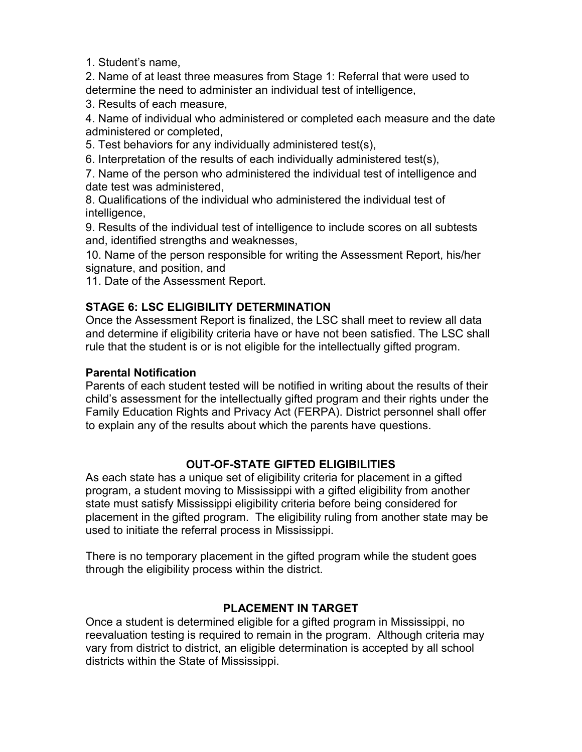1. Student's name,
2. Name of at least three measures from Stage 1: Referral that were used to determine the need to administer an individual test of intelligence,
3. Results of each measure,
4. Name of individual who administered or completed each measure and the date administered or completed,
5. Test behaviors for any individually administered test(s),
6. Interpretation of the results of each individually administered test(s),
7. Name of the person who administered the individual test of intelligence and date test was administered,
8. Qualifications of the individual who administered the individual test of intelligence,
9. Results of the individual test of intelligence to include scores on all subtests and, identified strengths and weaknesses,
10. Name of the person responsible for writing the Assessment Report, his/her signature, and position, and
11. Date of the Assessment Report.

**STAGE 6: LSC ELIGIBILITY DETERMINATION**

Once the Assessment Report is finalized, the LSC shall meet to review all data and determine if eligibility criteria have or have not been satisfied. The LSC shall rule that the student is or is not eligible for the intellectually gifted program.

**Parental Notification**

Parents of each student tested will be notified in writing about the results of their child's assessment for the intellectually gifted program and their rights under the Family Education Rights and Privacy Act (FERPA). District personnel shall offer to explain any of the results about which the parents have questions.

## OUT-OF-STATE GIFTED ELIGIBILITIES

As each state has a unique set of eligibility criteria for placement in a gifted program, a student moving to Mississippi with a gifted eligibility from another state must satisfy Mississippi eligibility criteria before being considered for placement in the gifted program. The eligibility ruling from another state may be used to initiate the referral process in Mississippi.

There is no temporary placement in the gifted program while the student goes through the eligibility process within the district.

## PLACEMENT IN TARGET

Once a student is determined eligible for a gifted program in Mississippi, no reevaluation testing is required to remain in the program. Although criteria may vary from district to district, an eligible determination is accepted by all school districts within the State of Mississippi.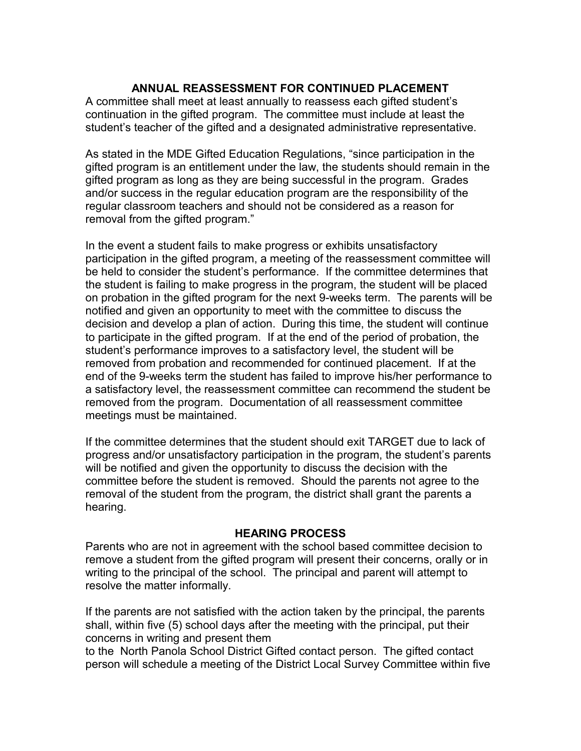## ANNUAL REASSESSMENT FOR CONTINUED PLACEMENT

A committee shall meet at least annually to reassess each gifted student's continuation in the gifted program. The committee must include at least the student's teacher of the gifted and a designated administrative representative.

As stated in the MDE Gifted Education Regulations, "since participation in the gifted program is an entitlement under the law, the students should remain in the gifted program as long as they are being successful in the program. Grades and/or success in the regular education program are the responsibility of the regular classroom teachers and should not be considered as a reason for removal from the gifted program."

In the event a student fails to make progress or exhibits unsatisfactory participation in the gifted program, a meeting of the reassessment committee will be held to consider the student's performance. If the committee determines that the student is failing to make progress in the program, the student will be placed on probation in the gifted program for the next 9-weeks term. The parents will be notified and given an opportunity to meet with the committee to discuss the decision and develop a plan of action. During this time, the student will continue to participate in the gifted program. If at the end of the period of probation, the student's performance improves to a satisfactory level, the student will be removed from probation and recommended for continued placement. If at the end of the 9-weeks term the student has failed to improve his/her performance to a satisfactory level, the reassessment committee can recommend the student be removed from the program. Documentation of all reassessment committee meetings must be maintained.

If the committee determines that the student should exit TARGET due to lack of progress and/or unsatisfactory participation in the program, the student's parents will be notified and given the opportunity to discuss the decision with the committee before the student is removed. Should the parents not agree to the removal of the student from the program, the district shall grant the parents a hearing.

## HEARING PROCESS

Parents who are not in agreement with the school based committee decision to remove a student from the gifted program will present their concerns, orally or in writing to the principal of the school. The principal and parent will attempt to resolve the matter informally.

If the parents are not satisfied with the action taken by the principal, the parents shall, within five (5) school days after the meeting with the principal, put their concerns in writing and present them to the North Panola School District Gifted contact person. The gifted contact person will schedule a meeting of the District Local Survey Committee within five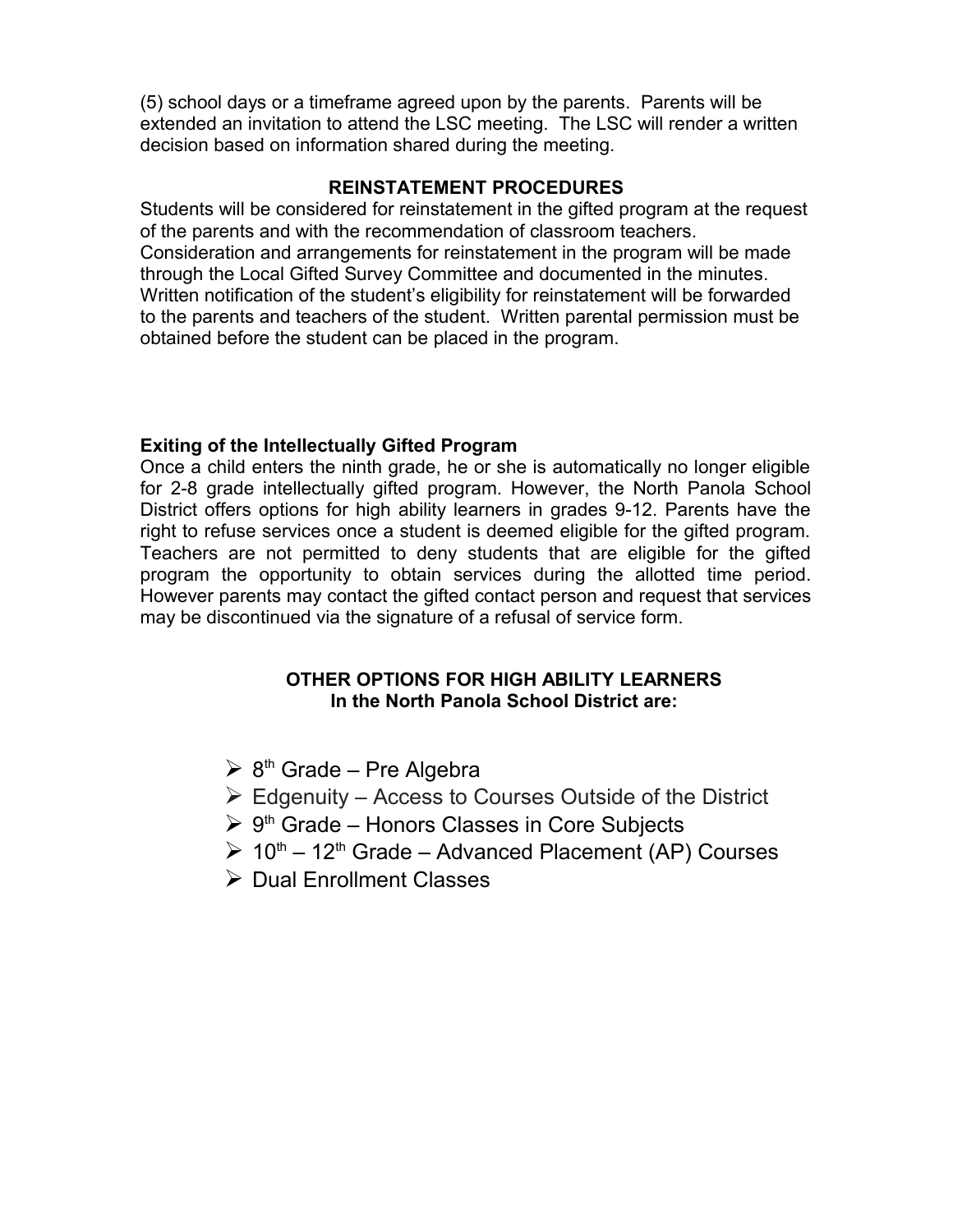(5) school days or a timeframe agreed upon by the parents. Parents will be extended an invitation to attend the LSC meeting. The LSC will render a written decision based on information shared during the meeting.

## REINSTATEMENT PROCEDURES

Students will be considered for reinstatement in the gifted program at the request of the parents and with the recommendation of classroom teachers. Consideration and arrangements for reinstatement in the program will be made through the Local Gifted Survey Committee and documented in the minutes. Written notification of the student's eligibility for reinstatement will be forwarded to the parents and teachers of the student. Written parental permission must be obtained before the student can be placed in the program.

**Exiting of the Intellectually Gifted Program**

Once a child enters the ninth grade, he or she is automatically no longer eligible for 2-8 grade intellectually gifted program. However, the North Panola School District offers options for high ability learners in grades 9-12. Parents have the right to refuse services once a student is deemed eligible for the gifted program. Teachers are not permitted to deny students that are eligible for the gifted program the opportunity to obtain services during the allotted time period. However parents may contact the gifted contact person and request that services may be discontinued via the signature of a refusal of service form.

## OTHER OPTIONS FOR HIGH ABILITY LEARNERS In the North Panola School District are:

- 8th Grade – Pre Algebra
- Edgenuity – Access to Courses Outside of the District
- 9th Grade – Honors Classes in Core Subjects
- 10th – 12th Grade – Advanced Placement (AP) Courses
- Dual Enrollment Classes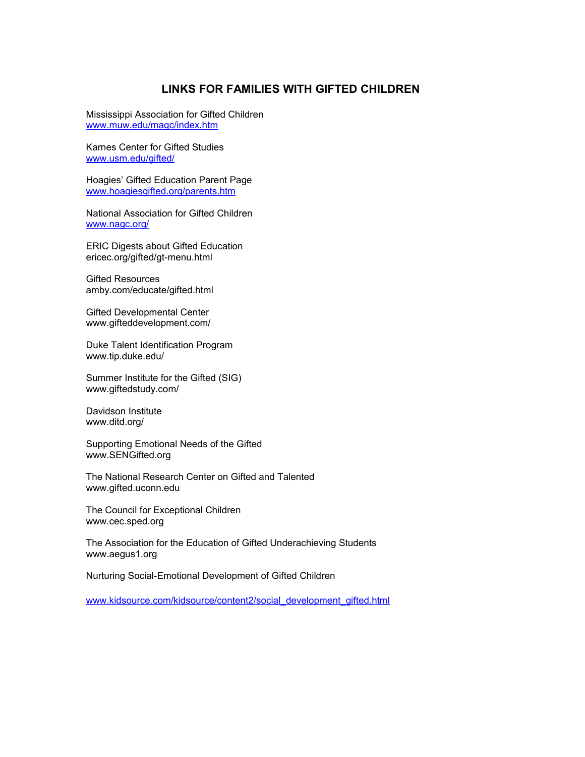## LINKS FOR FAMILIES WITH GIFTED CHILDREN

Mississippi Association for Gifted Children
www.muw.edu/magc/index.htm

Karnes Center for Gifted Studies
www.usm.edu/gifted/

Hoagies' Gifted Education Parent Page
www.hoagiesgifted.org/parents.htm

National Association for Gifted Children
www.nagc.org/

ERIC Digests about Gifted Education
ericec.org/gifted/gt-menu.html

Gifted Resources
amby.com/educate/gifted.html

Gifted Developmental Center
www.gifteddevelopment.com/

Duke Talent Identification Program
www.tip.duke.edu/

Summer Institute for the Gifted (SIG)
www.giftedstudy.com/

Davidson Institute
www.ditd.org/

Supporting Emotional Needs of the Gifted
www.SENGifted.org

The National Research Center on Gifted and Talented
www.gifted.uconn.edu

The Council for Exceptional Children
www.cec.sped.org

The Association for the Education of Gifted Underachieving Students
www.aegus1.org

Nurturing Social-Emotional Development of Gifted Children

www.kidsource.com/kidsource/content2/social_development_gifted.html